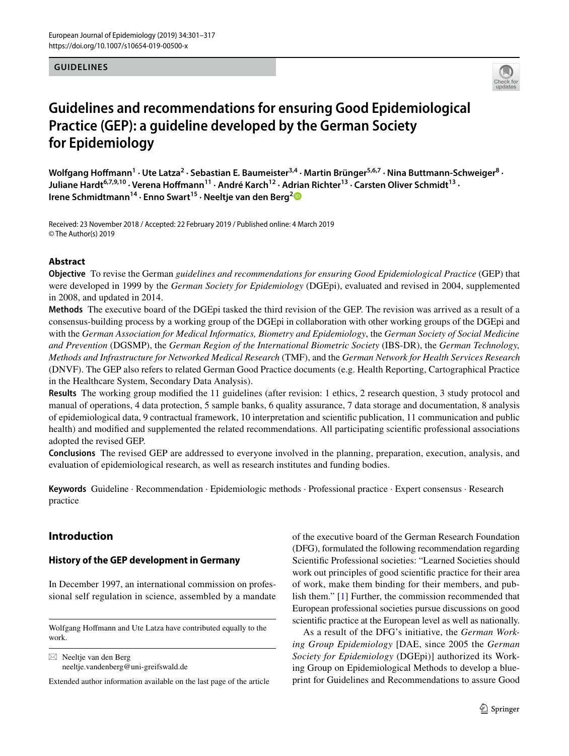GUIDELINES

# Guidelines and recommendations for ensuring Good Epidemiological Practice (GEP): a guideline developed by the German Society for Epidemiology

**Wolfgang Hoffmann[1] · Ute Latza[2] · Sebastian E. Baumeister[3,4] · Martin Brünger[5,6,7] · Nina Buttmann-Schweiger[8] · Juliane Hardt[6,7,9,10] · Verena Hoffmann[11] · André Karch[12] · Adrian Richter[13] · Carsten Oliver Schmidt[13] · Irene Schmidtmann[14] · Enno Swart[15] · Neeltje van den Berg[2]**

Received: 23 November 2018 / Accepted: 22 February 2019 / Published online: 4 March 2019
© The Author(s) 2019

## Abstract

**Objective** To revise the German *guidelines and recommendations for ensuring Good Epidemiological Practice* (GEP) that were developed in 1999 by the *German Society for Epidemiology* (DGEpi), evaluated and revised in 2004, supplemented in 2008, and updated in 2014.

**Methods** The executive board of the DGEpi tasked the third revision of the GEP. The revision was arrived as a result of a consensus-building process by a working group of the DGEpi in collaboration with other working groups of the DGEpi and with the *German Association for Medical Informatics, Biometry and Epidemiology*, the *German Society of Social Medicine and Prevention* (DGSMP), the *German Region of the International Biometric Society* (IBS-DR), the *German Technology, Methods and Infrastructure for Networked Medical Research* (TMF), and the *German Network for Health Services Research* (DNVF). The GEP also refers to related German Good Practice documents (e.g. Health Reporting, Cartographical Practice in the Healthcare System, Secondary Data Analysis).

**Results** The working group modified the 11 guidelines (after revision: 1 ethics, 2 research question, 3 study protocol and manual of operations, 4 data protection, 5 sample banks, 6 quality assurance, 7 data storage and documentation, 8 analysis of epidemiological data, 9 contractual framework, 10 interpretation and scientific publication, 11 communication and public health) and modified and supplemented the related recommendations. All participating scientific professional associations adopted the revised GEP.

**Conclusions** The revised GEP are addressed to everyone involved in the planning, preparation, execution, analysis, and evaluation of epidemiological research, as well as research institutes and funding bodies.

**Keywords** Guideline · Recommendation · Epidemiologic methods · Professional practice · Expert consensus · Research practice

## Introduction

### History of the GEP development in Germany

In December 1997, an international commission on professional self regulation in science, assembled by a mandate of the executive board of the German Research Foundation (DFG), formulated the following recommendation regarding Scientific Professional societies: "Learned Societies should work out principles of good scientific practice for their area of work, make them binding for their members, and publish them." [1] Further, the commission recommended that European professional societies pursue discussions on good scientific practice at the European level as well as nationally.

As a result of the DFG's initiative, the *German Working Group Epidemiology* [DAE, since 2005 the *German Society for Epidemiology* (DGEpi)] authorized its Working Group on Epidemiological Methods to develop a blueprint for Guidelines and Recommendations to assure Good

---

Wolfgang Hoffmann and Ute Latza have contributed equally to the work.

✉ Neeltje van den Berg
neeltje.vandenberg@uni-greifswald.de

Extended author information available on the last page of the article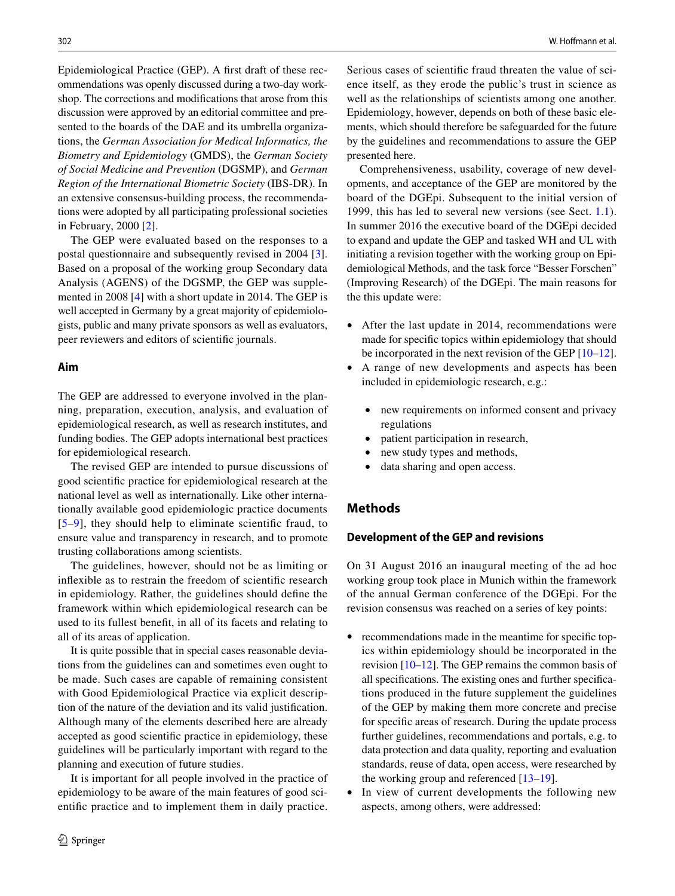Epidemiological Practice (GEP). A first draft of these recommendations was openly discussed during a two-day workshop. The corrections and modifications that arose from this discussion were approved by an editorial committee and presented to the boards of the DAE and its umbrella organizations, the *German Association for Medical Informatics, the Biometry and Epidemiology* (GMDS), the *German Society of Social Medicine and Prevention* (DGSMP), and *German Region of the International Biometric Society* (IBS-DR). In an extensive consensus-building process, the recommendations were adopted by all participating professional societies in February, 2000 [2].

The GEP were evaluated based on the responses to a postal questionnaire and subsequently revised in 2004 [3]. Based on a proposal of the working group Secondary data Analysis (AGENS) of the DGSMP, the GEP was supplemented in 2008 [4] with a short update in 2014. The GEP is well accepted in Germany by a great majority of epidemiologists, public and many private sponsors as well as evaluators, peer reviewers and editors of scientific journals.

### Aim

The GEP are addressed to everyone involved in the planning, preparation, execution, analysis, and evaluation of epidemiological research, as well as research institutes, and funding bodies. The GEP adopts international best practices for epidemiological research.

The revised GEP are intended to pursue discussions of good scientific practice for epidemiological research at the national level as well as internationally. Like other internationally available good epidemiologic practice documents [5–9], they should help to eliminate scientific fraud, to ensure value and transparency in research, and to promote trusting collaborations among scientists.

The guidelines, however, should not be as limiting or inflexible as to restrain the freedom of scientific research in epidemiology. Rather, the guidelines should define the framework within which epidemiological research can be used to its fullest benefit, in all of its facets and relating to all of its areas of application.

It is quite possible that in special cases reasonable deviations from the guidelines can and sometimes even ought to be made. Such cases are capable of remaining consistent with Good Epidemiological Practice via explicit description of the nature of the deviation and its valid justification. Although many of the elements described here are already accepted as good scientific practice in epidemiology, these guidelines will be particularly important with regard to the planning and execution of future studies.

It is important for all people involved in the practice of epidemiology to be aware of the main features of good scientific practice and to implement them in daily practice. Serious cases of scientific fraud threaten the value of science itself, as they erode the public's trust in science as well as the relationships of scientists among one another. Epidemiology, however, depends on both of these basic elements, which should therefore be safeguarded for the future by the guidelines and recommendations to assure the GEP presented here.

Comprehensiveness, usability, coverage of new developments, and acceptance of the GEP are monitored by the board of the DGEpi. Subsequent to the initial version of 1999, this has led to several new versions (see Sect. 1.1). In summer 2016 the executive board of the DGEpi decided to expand and update the GEP and tasked WH and UL with initiating a revision together with the working group on Epidemiological Methods, and the task force "Besser Forschen" (Improving Research) of the DGEpi. The main reasons for the this update were:

- After the last update in 2014, recommendations were made for specific topics within epidemiology that should be incorporated in the next revision of the GEP [10–12].
- A range of new developments and aspects has been included in epidemiologic research, e.g.:
  - new requirements on informed consent and privacy regulations
  - patient participation in research,
  - new study types and methods,
  - data sharing and open access.

## Methods

### Development of the GEP and revisions

On 31 August 2016 an inaugural meeting of the ad hoc working group took place in Munich within the framework of the annual German conference of the DGEpi. For the revision consensus was reached on a series of key points:

- recommendations made in the meantime for specific topics within epidemiology should be incorporated in the revision [10–12]. The GEP remains the common basis of all specifications. The existing ones and further specifications produced in the future supplement the guidelines of the GEP by making them more concrete and precise for specific areas of research. During the update process further guidelines, recommendations and portals, e.g. to data protection and data quality, reporting and evaluation standards, reuse of data, open access, were researched by the working group and referenced [13–19].
- In view of current developments the following new aspects, among others, were addressed: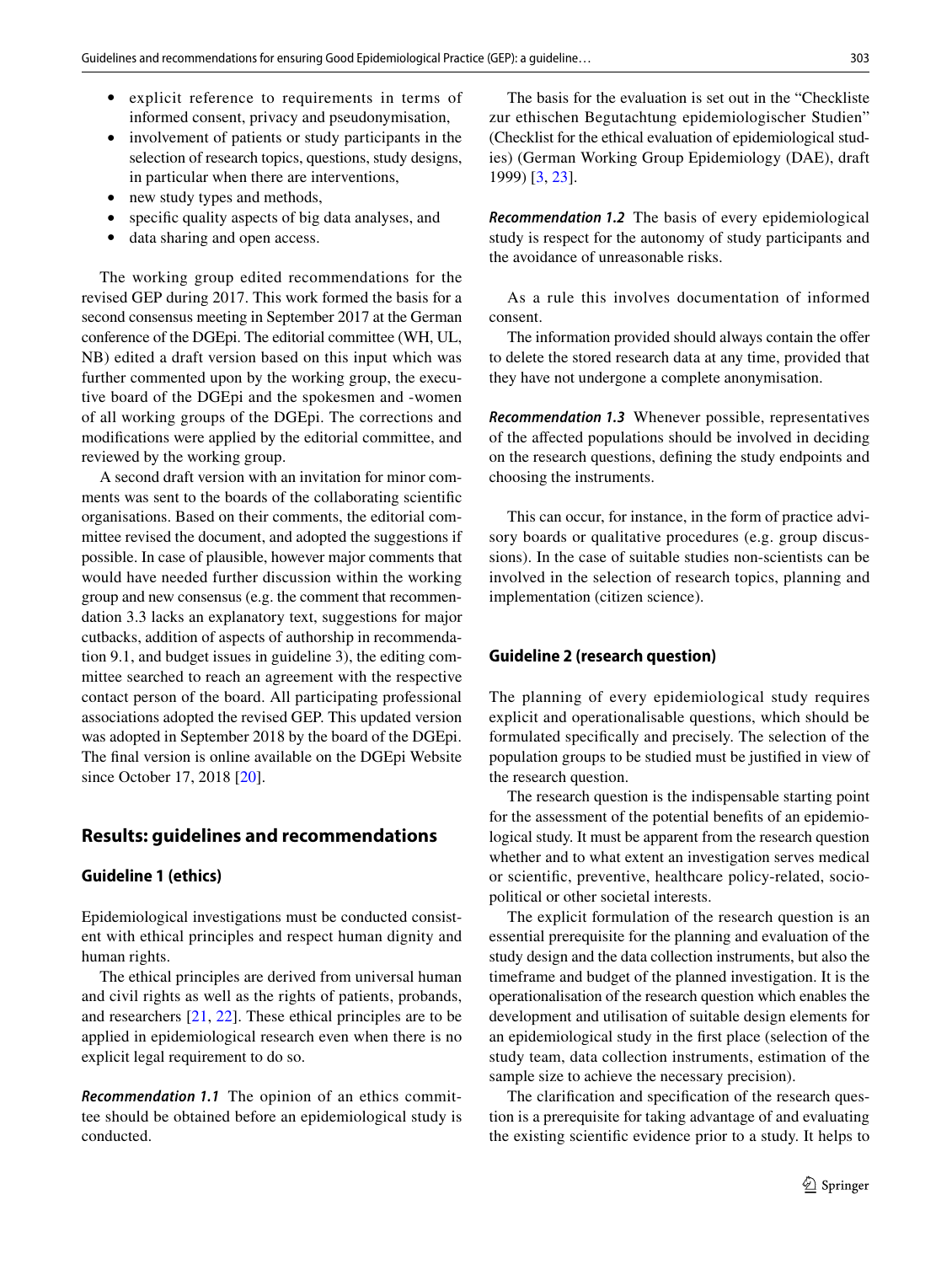- explicit reference to requirements in terms of informed consent, privacy and pseudonymisation,
- involvement of patients or study participants in the selection of research topics, questions, study designs, in particular when there are interventions,
- new study types and methods,
- specific quality aspects of big data analyses, and
- data sharing and open access.

The working group edited recommendations for the revised GEP during 2017. This work formed the basis for a second consensus meeting in September 2017 at the German conference of the DGEpi. The editorial committee (WH, UL, NB) edited a draft version based on this input which was further commented upon by the working group, the executive board of the DGEpi and the spokesmen and -women of all working groups of the DGEpi. The corrections and modifications were applied by the editorial committee, and reviewed by the working group.

A second draft version with an invitation for minor comments was sent to the boards of the collaborating scientific organisations. Based on their comments, the editorial committee revised the document, and adopted the suggestions if possible. In case of plausible, however major comments that would have needed further discussion within the working group and new consensus (e.g. the comment that recommendation 3.3 lacks an explanatory text, suggestions for major cutbacks, addition of aspects of authorship in recommendation 9.1, and budget issues in guideline 3), the editing committee searched to reach an agreement with the respective contact person of the board. All participating professional associations adopted the revised GEP. This updated version was adopted in September 2018 by the board of the DGEpi. The final version is online available on the DGEpi Website since October 17, 2018 [20].

## Results: guidelines and recommendations

### Guideline 1 (ethics)

Epidemiological investigations must be conducted consistent with ethical principles and respect human dignity and human rights.

The ethical principles are derived from universal human and civil rights as well as the rights of patients, probands, and researchers [21, 22]. These ethical principles are to be applied in epidemiological research even when there is no explicit legal requirement to do so.

***Recommendation 1.1*** The opinion of an ethics committee should be obtained before an epidemiological study is conducted.

The basis for the evaluation is set out in the "Checkliste zur ethischen Begutachtung epidemiologischer Studien" (Checklist for the ethical evaluation of epidemiological studies) (German Working Group Epidemiology (DAE), draft 1999) [3, 23].

***Recommendation 1.2*** The basis of every epidemiological study is respect for the autonomy of study participants and the avoidance of unreasonable risks.

As a rule this involves documentation of informed consent.

The information provided should always contain the offer to delete the stored research data at any time, provided that they have not undergone a complete anonymisation.

***Recommendation 1.3*** Whenever possible, representatives of the affected populations should be involved in deciding on the research questions, defining the study endpoints and choosing the instruments.

This can occur, for instance, in the form of practice advisory boards or qualitative procedures (e.g. group discussions). In the case of suitable studies non-scientists can be involved in the selection of research topics, planning and implementation (citizen science).

### Guideline 2 (research question)

The planning of every epidemiological study requires explicit and operationalisable questions, which should be formulated specifically and precisely. The selection of the population groups to be studied must be justified in view of the research question.

The research question is the indispensable starting point for the assessment of the potential benefits of an epidemiological study. It must be apparent from the research question whether and to what extent an investigation serves medical or scientific, preventive, healthcare policy-related, sociopolitical or other societal interests.

The explicit formulation of the research question is an essential prerequisite for the planning and evaluation of the study design and the data collection instruments, but also the timeframe and budget of the planned investigation. It is the operationalisation of the research question which enables the development and utilisation of suitable design elements for an epidemiological study in the first place (selection of the study team, data collection instruments, estimation of the sample size to achieve the necessary precision).

The clarification and specification of the research question is a prerequisite for taking advantage of and evaluating the existing scientific evidence prior to a study. It helps to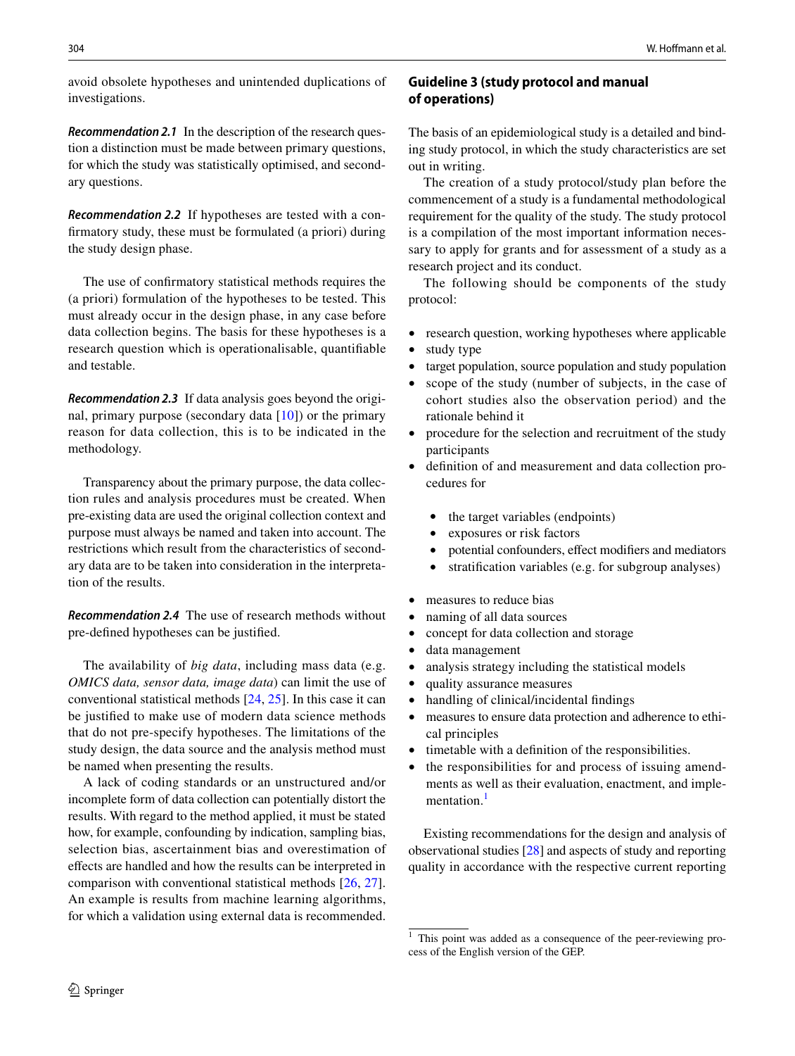avoid obsolete hypotheses and unintended duplications of investigations.

***Recommendation 2.1*** In the description of the research question a distinction must be made between primary questions, for which the study was statistically optimised, and secondary questions.

***Recommendation 2.2*** If hypotheses are tested with a confirmatory study, these must be formulated (a priori) during the study design phase.

The use of confirmatory statistical methods requires the (a priori) formulation of the hypotheses to be tested. This must already occur in the design phase, in any case before data collection begins. The basis for these hypotheses is a research question which is operationalisable, quantifiable and testable.

***Recommendation 2.3*** If data analysis goes beyond the original, primary purpose (secondary data [10]) or the primary reason for data collection, this is to be indicated in the methodology.

Transparency about the primary purpose, the data collection rules and analysis procedures must be created. When pre-existing data are used the original collection context and purpose must always be named and taken into account. The restrictions which result from the characteristics of secondary data are to be taken into consideration in the interpretation of the results.

***Recommendation 2.4*** The use of research methods without pre-defined hypotheses can be justified.

The availability of *big data*, including mass data (e.g. *OMICS data, sensor data, image data*) can limit the use of conventional statistical methods [24, 25]. In this case it can be justified to make use of modern data science methods that do not pre-specify hypotheses. The limitations of the study design, the data source and the analysis method must be named when presenting the results.

A lack of coding standards or an unstructured and/or incomplete form of data collection can potentially distort the results. With regard to the method applied, it must be stated how, for example, confounding by indication, sampling bias, selection bias, ascertainment bias and overestimation of effects are handled and how the results can be interpreted in comparison with conventional statistical methods [26, 27]. An example is results from machine learning algorithms, for which a validation using external data is recommended.

## Guideline 3 (study protocol and manual of operations)

The basis of an epidemiological study is a detailed and binding study protocol, in which the study characteristics are set out in writing.

The creation of a study protocol/study plan before the commencement of a study is a fundamental methodological requirement for the quality of the study. The study protocol is a compilation of the most important information necessary to apply for grants and for assessment of a study as a research project and its conduct.

The following should be components of the study protocol:

- research question, working hypotheses where applicable
- study type
- target population, source population and study population
- scope of the study (number of subjects, in the case of cohort studies also the observation period) and the rationale behind it
- procedure for the selection and recruitment of the study participants
- definition of and measurement and data collection procedures for
  - the target variables (endpoints)
  - exposures or risk factors
  - potential confounders, effect modifiers and mediators
  - stratification variables (e.g. for subgroup analyses)
- measures to reduce bias
- naming of all data sources
- concept for data collection and storage
- data management
- analysis strategy including the statistical models
- quality assurance measures
- handling of clinical/incidental findings
- measures to ensure data protection and adherence to ethical principles
- timetable with a definition of the responsibilities.
- the responsibilities for and process of issuing amendments as well as their evaluation, enactment, and implementation.[1]

Existing recommendations for the design and analysis of observational studies [28] and aspects of study and reporting quality in accordance with the respective current reporting

[1] This point was added as a consequence of the peer-reviewing process of the English version of the GEP.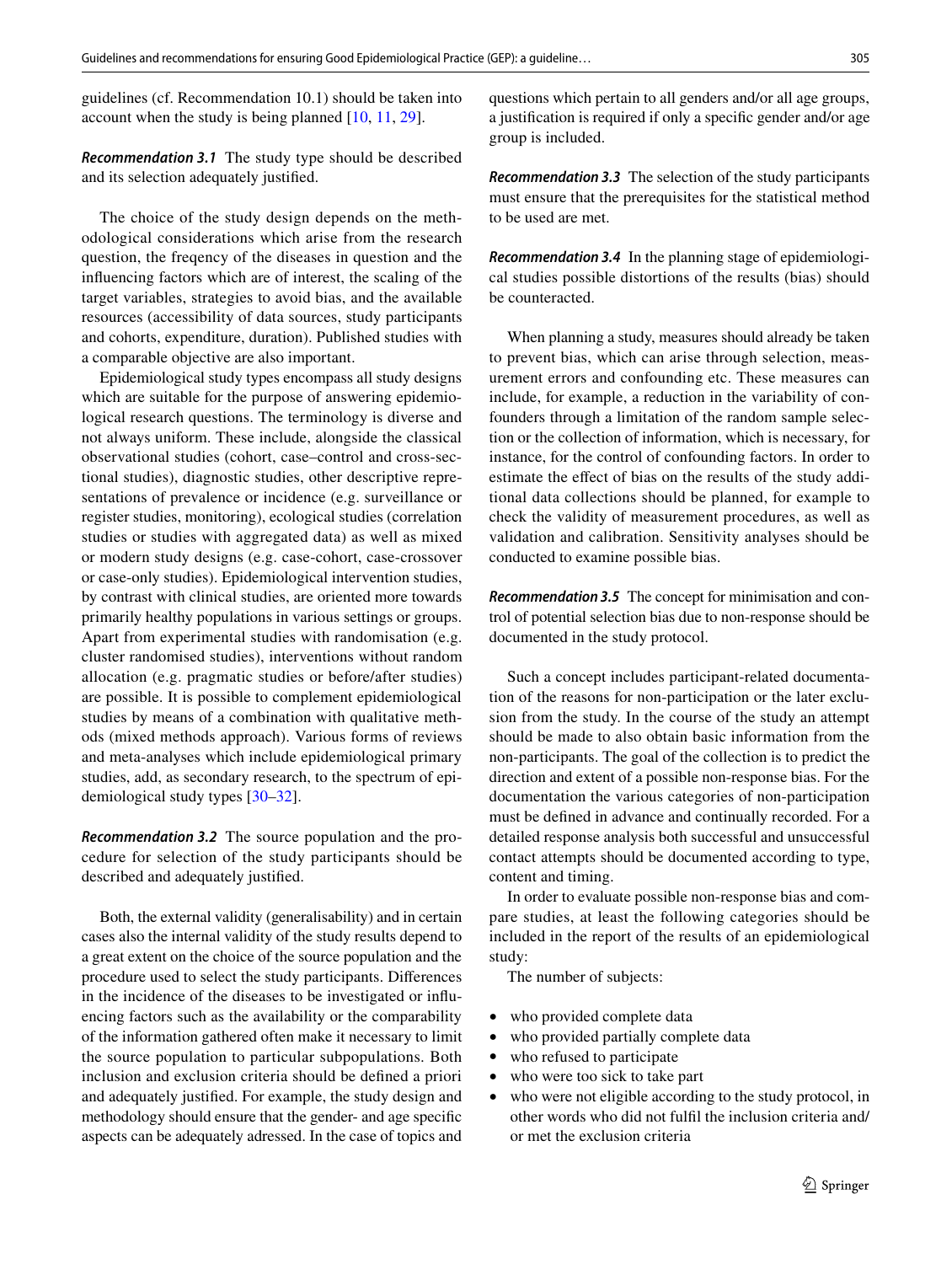guidelines (cf. Recommendation 10.1) should be taken into account when the study is being planned [10, 11, 29].

***Recommendation 3.1*** The study type should be described and its selection adequately justified.

The choice of the study design depends on the methodological considerations which arise from the research question, the freqency of the diseases in question and the influencing factors which are of interest, the scaling of the target variables, strategies to avoid bias, and the available resources (accessibility of data sources, study participants and cohorts, expenditure, duration). Published studies with a comparable objective are also important.

Epidemiological study types encompass all study designs which are suitable for the purpose of answering epidemiological research questions. The terminology is diverse and not always uniform. These include, alongside the classical observational studies (cohort, case–control and cross-sectional studies), diagnostic studies, other descriptive representations of prevalence or incidence (e.g. surveillance or register studies, monitoring), ecological studies (correlation studies or studies with aggregated data) as well as mixed or modern study designs (e.g. case-cohort, case-crossover or case-only studies). Epidemiological intervention studies, by contrast with clinical studies, are oriented more towards primarily healthy populations in various settings or groups. Apart from experimental studies with randomisation (e.g. cluster randomised studies), interventions without random allocation (e.g. pragmatic studies or before/after studies) are possible. It is possible to complement epidemiological studies by means of a combination with qualitative methods (mixed methods approach). Various forms of reviews and meta-analyses which include epidemiological primary studies, add, as secondary research, to the spectrum of epidemiological study types [30–32].

***Recommendation 3.2*** The source population and the procedure for selection of the study participants should be described and adequately justified.

Both, the external validity (generalisability) and in certain cases also the internal validity of the study results depend to a great extent on the choice of the source population and the procedure used to select the study participants. Differences in the incidence of the diseases to be investigated or influencing factors such as the availability or the comparability of the information gathered often make it necessary to limit the source population to particular subpopulations. Both inclusion and exclusion criteria should be defined a priori and adequately justified. For example, the study design and methodology should ensure that the gender- and age specific aspects can be adequately adressed. In the case of topics and questions which pertain to all genders and/or all age groups, a justification is required if only a specific gender and/or age group is included.

***Recommendation 3.3*** The selection of the study participants must ensure that the prerequisites for the statistical method to be used are met.

***Recommendation 3.4*** In the planning stage of epidemiological studies possible distortions of the results (bias) should be counteracted.

When planning a study, measures should already be taken to prevent bias, which can arise through selection, measurement errors and confounding etc. These measures can include, for example, a reduction in the variability of confounders through a limitation of the random sample selection or the collection of information, which is necessary, for instance, for the control of confounding factors. In order to estimate the effect of bias on the results of the study additional data collections should be planned, for example to check the validity of measurement procedures, as well as validation and calibration. Sensitivity analyses should be conducted to examine possible bias.

***Recommendation 3.5*** The concept for minimisation and control of potential selection bias due to non-response should be documented in the study protocol.

Such a concept includes participant-related documentation of the reasons for non-participation or the later exclusion from the study. In the course of the study an attempt should be made to also obtain basic information from the non-participants. The goal of the collection is to predict the direction and extent of a possible non-response bias. For the documentation the various categories of non-participation must be defined in advance and continually recorded. For a detailed response analysis both successful and unsuccessful contact attempts should be documented according to type, content and timing.

In order to evaluate possible non-response bias and compare studies, at least the following categories should be included in the report of the results of an epidemiological study:

The number of subjects:

- who provided complete data
- who provided partially complete data
- who refused to participate
- who were too sick to take part
- who were not eligible according to the study protocol, in other words who did not fulfil the inclusion criteria and/or met the exclusion criteria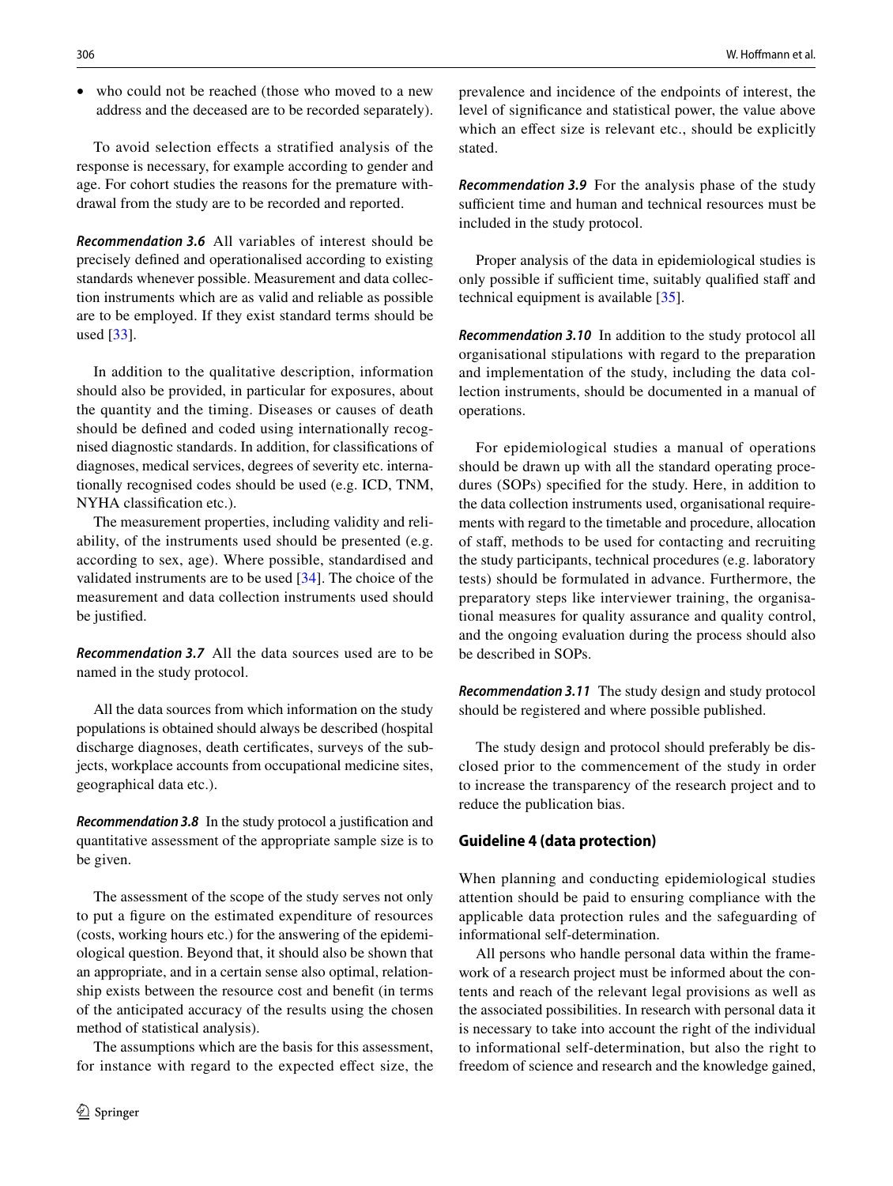- who could not be reached (those who moved to a new address and the deceased are to be recorded separately).

To avoid selection effects a stratified analysis of the response is necessary, for example according to gender and age. For cohort studies the reasons for the premature withdrawal from the study are to be recorded and reported.

***Recommendation 3.6*** All variables of interest should be precisely defined and operationalised according to existing standards whenever possible. Measurement and data collection instruments which are as valid and reliable as possible are to be employed. If they exist standard terms should be used [33].

In addition to the qualitative description, information should also be provided, in particular for exposures, about the quantity and the timing. Diseases or causes of death should be defined and coded using internationally recognised diagnostic standards. In addition, for classifications of diagnoses, medical services, degrees of severity etc. internationally recognised codes should be used (e.g. ICD, TNM, NYHA classification etc.).

The measurement properties, including validity and reliability, of the instruments used should be presented (e.g. according to sex, age). Where possible, standardised and validated instruments are to be used [34]. The choice of the measurement and data collection instruments used should be justified.

***Recommendation 3.7*** All the data sources used are to be named in the study protocol.

All the data sources from which information on the study populations is obtained should always be described (hospital discharge diagnoses, death certificates, surveys of the subjects, workplace accounts from occupational medicine sites, geographical data etc.).

***Recommendation 3.8*** In the study protocol a justification and quantitative assessment of the appropriate sample size is to be given.

The assessment of the scope of the study serves not only to put a figure on the estimated expenditure of resources (costs, working hours etc.) for the answering of the epidemiological question. Beyond that, it should also be shown that an appropriate, and in a certain sense also optimal, relationship exists between the resource cost and benefit (in terms of the anticipated accuracy of the results using the chosen method of statistical analysis).

The assumptions which are the basis for this assessment, for instance with regard to the expected effect size, the prevalence and incidence of the endpoints of interest, the level of significance and statistical power, the value above which an effect size is relevant etc., should be explicitly stated.

***Recommendation 3.9*** For the analysis phase of the study sufficient time and human and technical resources must be included in the study protocol.

Proper analysis of the data in epidemiological studies is only possible if sufficient time, suitably qualified staff and technical equipment is available [35].

***Recommendation 3.10*** In addition to the study protocol all organisational stipulations with regard to the preparation and implementation of the study, including the data collection instruments, should be documented in a manual of operations.

For epidemiological studies a manual of operations should be drawn up with all the standard operating procedures (SOPs) specified for the study. Here, in addition to the data collection instruments used, organisational requirements with regard to the timetable and procedure, allocation of staff, methods to be used for contacting and recruiting the study participants, technical procedures (e.g. laboratory tests) should be formulated in advance. Furthermore, the preparatory steps like interviewer training, the organisational measures for quality assurance and quality control, and the ongoing evaluation during the process should also be described in SOPs.

***Recommendation 3.11*** The study design and study protocol should be registered and where possible published.

The study design and protocol should preferably be disclosed prior to the commencement of the study in order to increase the transparency of the research project and to reduce the publication bias.

## Guideline 4 (data protection)

When planning and conducting epidemiological studies attention should be paid to ensuring compliance with the applicable data protection rules and the safeguarding of informational self-determination.

All persons who handle personal data within the framework of a research project must be informed about the contents and reach of the relevant legal provisions as well as the associated possibilities. In research with personal data it is necessary to take into account the right of the individual to informational self-determination, but also the right to freedom of science and research and the knowledge gained,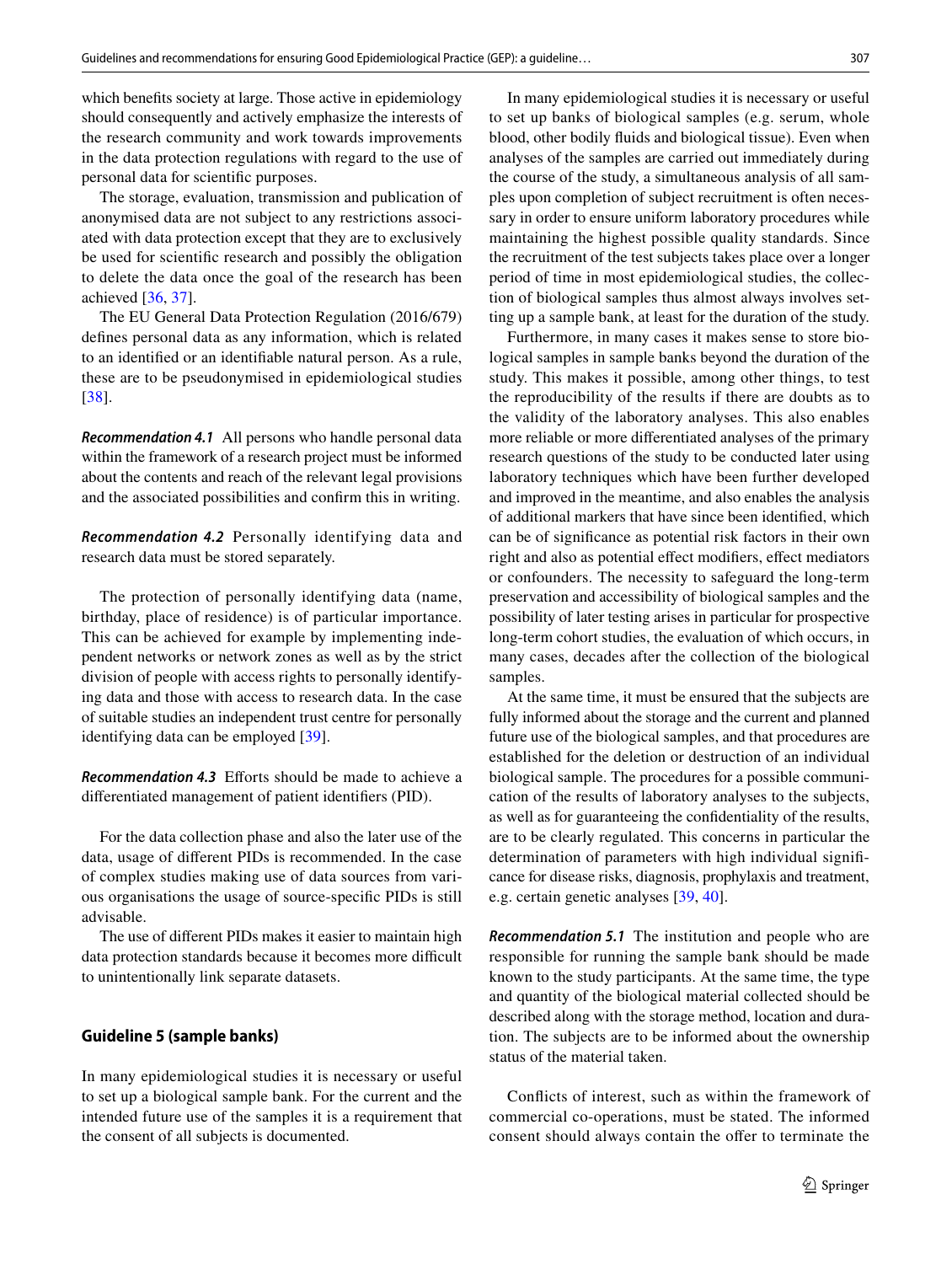which benefits society at large. Those active in epidemiology should consequently and actively emphasize the interests of the research community and work towards improvements in the data protection regulations with regard to the use of personal data for scientific purposes.

The storage, evaluation, transmission and publication of anonymised data are not subject to any restrictions associated with data protection except that they are to exclusively be used for scientific research and possibly the obligation to delete the data once the goal of the research has been achieved [36, 37].

The EU General Data Protection Regulation (2016/679) defines personal data as any information, which is related to an identified or an identifiable natural person. As a rule, these are to be pseudonymised in epidemiological studies [38].

***Recommendation 4.1*** All persons who handle personal data within the framework of a research project must be informed about the contents and reach of the relevant legal provisions and the associated possibilities and confirm this in writing.

***Recommendation 4.2*** Personally identifying data and research data must be stored separately.

The protection of personally identifying data (name, birthday, place of residence) is of particular importance. This can be achieved for example by implementing independent networks or network zones as well as by the strict division of people with access rights to personally identifying data and those with access to research data. In the case of suitable studies an independent trust centre for personally identifying data can be employed [39].

***Recommendation 4.3*** Efforts should be made to achieve a differentiated management of patient identifiers (PID).

For the data collection phase and also the later use of the data, usage of different PIDs is recommended. In the case of complex studies making use of data sources from various organisations the usage of source-specific PIDs is still advisable.

The use of different PIDs makes it easier to maintain high data protection standards because it becomes more difficult to unintentionally link separate datasets.

### Guideline 5 (sample banks)

In many epidemiological studies it is necessary or useful to set up a biological sample bank. For the current and the intended future use of the samples it is a requirement that the consent of all subjects is documented.

In many epidemiological studies it is necessary or useful to set up banks of biological samples (e.g. serum, whole blood, other bodily fluids and biological tissue). Even when analyses of the samples are carried out immediately during the course of the study, a simultaneous analysis of all samples upon completion of subject recruitment is often necessary in order to ensure uniform laboratory procedures while maintaining the highest possible quality standards. Since the recruitment of the test subjects takes place over a longer period of time in most epidemiological studies, the collection of biological samples thus almost always involves setting up a sample bank, at least for the duration of the study.

Furthermore, in many cases it makes sense to store biological samples in sample banks beyond the duration of the study. This makes it possible, among other things, to test the reproducibility of the results if there are doubts as to the validity of the laboratory analyses. This also enables more reliable or more differentiated analyses of the primary research questions of the study to be conducted later using laboratory techniques which have been further developed and improved in the meantime, and also enables the analysis of additional markers that have since been identified, which can be of significance as potential risk factors in their own right and also as potential effect modifiers, effect mediators or confounders. The necessity to safeguard the long-term preservation and accessibility of biological samples and the possibility of later testing arises in particular for prospective long-term cohort studies, the evaluation of which occurs, in many cases, decades after the collection of the biological samples.

At the same time, it must be ensured that the subjects are fully informed about the storage and the current and planned future use of the biological samples, and that procedures are established for the deletion or destruction of an individual biological sample. The procedures for a possible communication of the results of laboratory analyses to the subjects, as well as for guaranteeing the confidentiality of the results, are to be clearly regulated. This concerns in particular the determination of parameters with high individual significance for disease risks, diagnosis, prophylaxis and treatment, e.g. certain genetic analyses [39, 40].

***Recommendation 5.1*** The institution and people who are responsible for running the sample bank should be made known to the study participants. At the same time, the type and quantity of the biological material collected should be described along with the storage method, location and duration. The subjects are to be informed about the ownership status of the material taken.

Conflicts of interest, such as within the framework of commercial co-operations, must be stated. The informed consent should always contain the offer to terminate the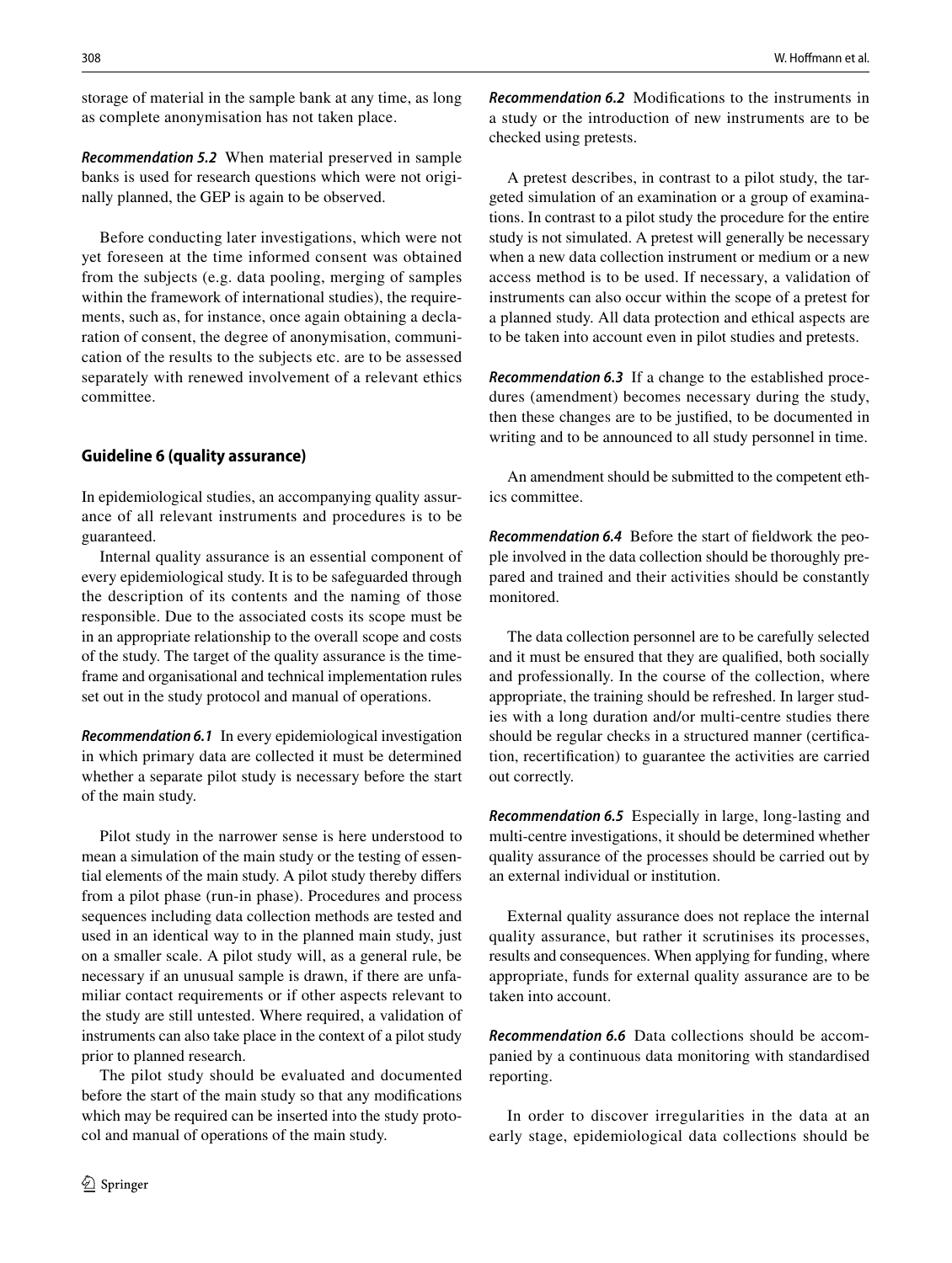storage of material in the sample bank at any time, as long as complete anonymisation has not taken place.

***Recommendation 5.2*** When material preserved in sample banks is used for research questions which were not originally planned, the GEP is again to be observed.

Before conducting later investigations, which were not yet foreseen at the time informed consent was obtained from the subjects (e.g. data pooling, merging of samples within the framework of international studies), the requirements, such as, for instance, once again obtaining a declaration of consent, the degree of anonymisation, communication of the results to the subjects etc. are to be assessed separately with renewed involvement of a relevant ethics committee.

## Guideline 6 (quality assurance)

In epidemiological studies, an accompanying quality assurance of all relevant instruments and procedures is to be guaranteed.

Internal quality assurance is an essential component of every epidemiological study. It is to be safeguarded through the description of its contents and the naming of those responsible. Due to the associated costs its scope must be in an appropriate relationship to the overall scope and costs of the study. The target of the quality assurance is the timeframe and organisational and technical implementation rules set out in the study protocol and manual of operations.

***Recommendation 6.1*** In every epidemiological investigation in which primary data are collected it must be determined whether a separate pilot study is necessary before the start of the main study.

Pilot study in the narrower sense is here understood to mean a simulation of the main study or the testing of essential elements of the main study. A pilot study thereby differs from a pilot phase (run-in phase). Procedures and process sequences including data collection methods are tested and used in an identical way to in the planned main study, just on a smaller scale. A pilot study will, as a general rule, be necessary if an unusual sample is drawn, if there are unfamiliar contact requirements or if other aspects relevant to the study are still untested. Where required, a validation of instruments can also take place in the context of a pilot study prior to planned research.

The pilot study should be evaluated and documented before the start of the main study so that any modifications which may be required can be inserted into the study protocol and manual of operations of the main study.

***Recommendation 6.2*** Modifications to the instruments in a study or the introduction of new instruments are to be checked using pretests.

A pretest describes, in contrast to a pilot study, the targeted simulation of an examination or a group of examinations. In contrast to a pilot study the procedure for the entire study is not simulated. A pretest will generally be necessary when a new data collection instrument or medium or a new access method is to be used. If necessary, a validation of instruments can also occur within the scope of a pretest for a planned study. All data protection and ethical aspects are to be taken into account even in pilot studies and pretests.

***Recommendation 6.3*** If a change to the established procedures (amendment) becomes necessary during the study, then these changes are to be justified, to be documented in writing and to be announced to all study personnel in time.

An amendment should be submitted to the competent ethics committee.

***Recommendation 6.4*** Before the start of fieldwork the people involved in the data collection should be thoroughly prepared and trained and their activities should be constantly monitored.

The data collection personnel are to be carefully selected and it must be ensured that they are qualified, both socially and professionally. In the course of the collection, where appropriate, the training should be refreshed. In larger studies with a long duration and/or multi-centre studies there should be regular checks in a structured manner (certification, recertification) to guarantee the activities are carried out correctly.

***Recommendation 6.5*** Especially in large, long-lasting and multi-centre investigations, it should be determined whether quality assurance of the processes should be carried out by an external individual or institution.

External quality assurance does not replace the internal quality assurance, but rather it scrutinises its processes, results and consequences. When applying for funding, where appropriate, funds for external quality assurance are to be taken into account.

***Recommendation 6.6*** Data collections should be accompanied by a continuous data monitoring with standardised reporting.

In order to discover irregularities in the data at an early stage, epidemiological data collections should be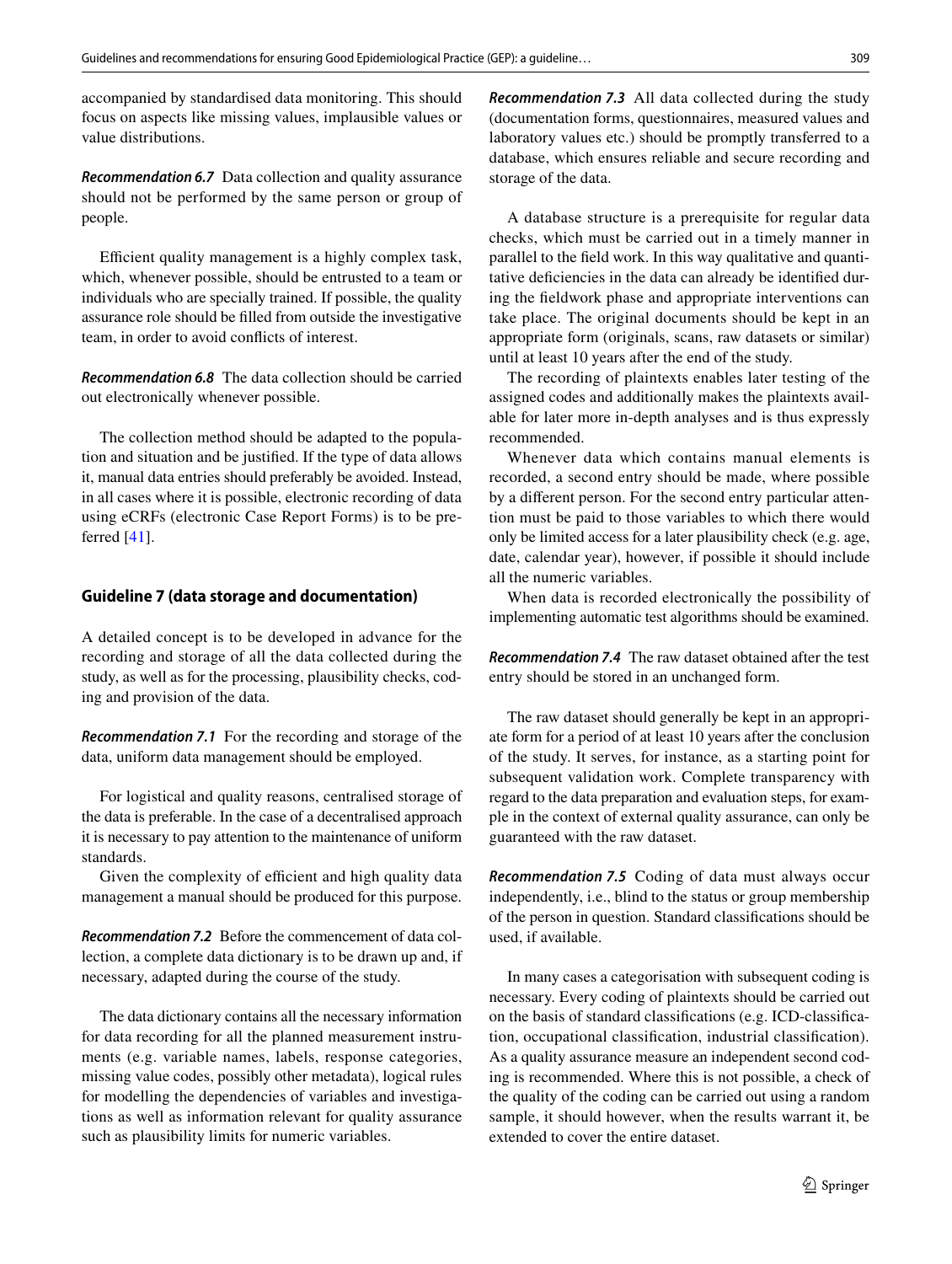accompanied by standardised data monitoring. This should focus on aspects like missing values, implausible values or value distributions.

***Recommendation 6.7*** Data collection and quality assurance should not be performed by the same person or group of people.

Efficient quality management is a highly complex task, which, whenever possible, should be entrusted to a team or individuals who are specially trained. If possible, the quality assurance role should be filled from outside the investigative team, in order to avoid conflicts of interest.

***Recommendation 6.8*** The data collection should be carried out electronically whenever possible.

The collection method should be adapted to the population and situation and be justified. If the type of data allows it, manual data entries should preferably be avoided. Instead, in all cases where it is possible, electronic recording of data using eCRFs (electronic Case Report Forms) is to be preferred [41].

## Guideline 7 (data storage and documentation)

A detailed concept is to be developed in advance for the recording and storage of all the data collected during the study, as well as for the processing, plausibility checks, coding and provision of the data.

***Recommendation 7.1*** For the recording and storage of the data, uniform data management should be employed.

For logistical and quality reasons, centralised storage of the data is preferable. In the case of a decentralised approach it is necessary to pay attention to the maintenance of uniform standards.

Given the complexity of efficient and high quality data management a manual should be produced for this purpose.

***Recommendation 7.2*** Before the commencement of data collection, a complete data dictionary is to be drawn up and, if necessary, adapted during the course of the study.

The data dictionary contains all the necessary information for data recording for all the planned measurement instruments (e.g. variable names, labels, response categories, missing value codes, possibly other metadata), logical rules for modelling the dependencies of variables and investigations as well as information relevant for quality assurance such as plausibility limits for numeric variables.

***Recommendation 7.3*** All data collected during the study (documentation forms, questionnaires, measured values and laboratory values etc.) should be promptly transferred to a database, which ensures reliable and secure recording and storage of the data.

A database structure is a prerequisite for regular data checks, which must be carried out in a timely manner in parallel to the field work. In this way qualitative and quantitative deficiencies in the data can already be identified during the fieldwork phase and appropriate interventions can take place. The original documents should be kept in an appropriate form (originals, scans, raw datasets or similar) until at least 10 years after the end of the study.

The recording of plaintexts enables later testing of the assigned codes and additionally makes the plaintexts available for later more in-depth analyses and is thus expressly recommended.

Whenever data which contains manual elements is recorded, a second entry should be made, where possible by a different person. For the second entry particular attention must be paid to those variables to which there would only be limited access for a later plausibility check (e.g. age, date, calendar year), however, if possible it should include all the numeric variables.

When data is recorded electronically the possibility of implementing automatic test algorithms should be examined.

***Recommendation 7.4*** The raw dataset obtained after the test entry should be stored in an unchanged form.

The raw dataset should generally be kept in an appropriate form for a period of at least 10 years after the conclusion of the study. It serves, for instance, as a starting point for subsequent validation work. Complete transparency with regard to the data preparation and evaluation steps, for example in the context of external quality assurance, can only be guaranteed with the raw dataset.

***Recommendation 7.5*** Coding of data must always occur independently, i.e., blind to the status or group membership of the person in question. Standard classifications should be used, if available.

In many cases a categorisation with subsequent coding is necessary. Every coding of plaintexts should be carried out on the basis of standard classifications (e.g. ICD-classification, occupational classification, industrial classification). As a quality assurance measure an independent second coding is recommended. Where this is not possible, a check of the quality of the coding can be carried out using a random sample, it should however, when the results warrant it, be extended to cover the entire dataset.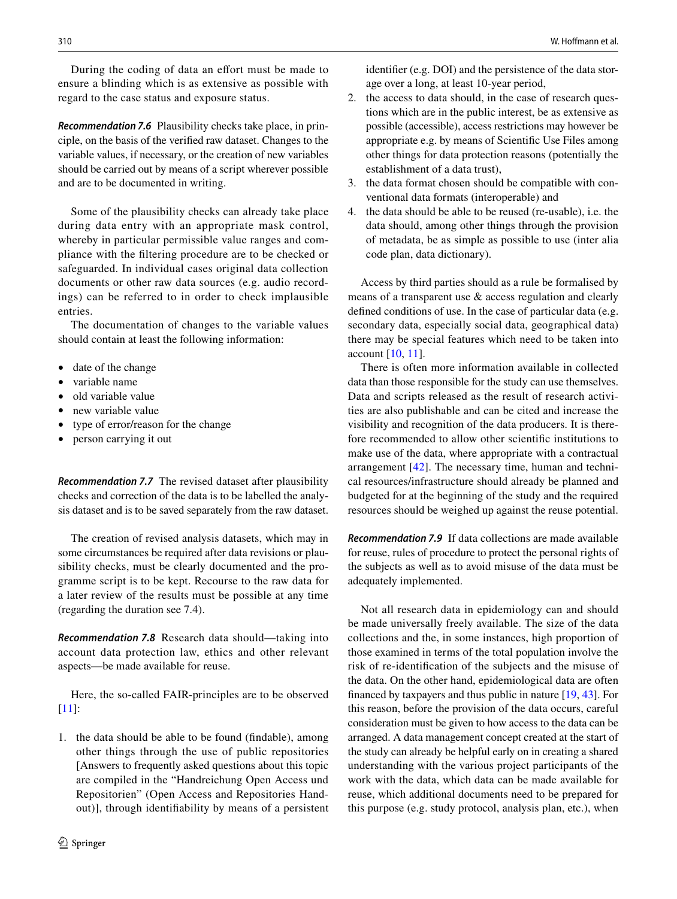During the coding of data an effort must be made to ensure a blinding which is as extensive as possible with regard to the case status and exposure status.

***Recommendation 7.6*** Plausibility checks take place, in principle, on the basis of the verified raw dataset. Changes to the variable values, if necessary, or the creation of new variables should be carried out by means of a script wherever possible and are to be documented in writing.

Some of the plausibility checks can already take place during data entry with an appropriate mask control, whereby in particular permissible value ranges and compliance with the filtering procedure are to be checked or safeguarded. In individual cases original data collection documents or other raw data sources (e.g. audio recordings) can be referred to in order to check implausible entries.

The documentation of changes to the variable values should contain at least the following information:

- date of the change
- variable name
- old variable value
- new variable value
- type of error/reason for the change
- person carrying it out

***Recommendation 7.7*** The revised dataset after plausibility checks and correction of the data is to be labelled the analysis dataset and is to be saved separately from the raw dataset.

The creation of revised analysis datasets, which may in some circumstances be required after data revisions or plausibility checks, must be clearly documented and the programme script is to be kept. Recourse to the raw data for a later review of the results must be possible at any time (regarding the duration see 7.4).

***Recommendation 7.8*** Research data should—taking into account data protection law, ethics and other relevant aspects—be made available for reuse.

Here, the so-called FAIR-principles are to be observed [11]:

1. the data should be able to be found (findable), among other things through the use of public repositories [Answers to frequently asked questions about this topic are compiled in the "Handreichung Open Access und Repositorien" (Open Access and Repositories Handout)], through identifiability by means of a persistent identifier (e.g. DOI) and the persistence of the data storage over a long, at least 10-year period,
2. the access to data should, in the case of research questions which are in the public interest, be as extensive as possible (accessible), access restrictions may however be appropriate e.g. by means of Scientific Use Files among other things for data protection reasons (potentially the establishment of a data trust),
3. the data format chosen should be compatible with conventional data formats (interoperable) and
4. the data should be able to be reused (re-usable), i.e. the data should, among other things through the provision of metadata, be as simple as possible to use (inter alia code plan, data dictionary).

Access by third parties should as a rule be formalised by means of a transparent use & access regulation and clearly defined conditions of use. In the case of particular data (e.g. secondary data, especially social data, geographical data) there may be special features which need to be taken into account [10, 11].

There is often more information available in collected data than those responsible for the study can use themselves. Data and scripts released as the result of research activities are also publishable and can be cited and increase the visibility and recognition of the data producers. It is therefore recommended to allow other scientific institutions to make use of the data, where appropriate with a contractual arrangement [42]. The necessary time, human and technical resources/infrastructure should already be planned and budgeted for at the beginning of the study and the required resources should be weighed up against the reuse potential.

***Recommendation 7.9*** If data collections are made available for reuse, rules of procedure to protect the personal rights of the subjects as well as to avoid misuse of the data must be adequately implemented.

Not all research data in epidemiology can and should be made universally freely available. The size of the data collections and the, in some instances, high proportion of those examined in terms of the total population involve the risk of re-identification of the subjects and the misuse of the data. On the other hand, epidemiological data are often financed by taxpayers and thus public in nature [19, 43]. For this reason, before the provision of the data occurs, careful consideration must be given to how access to the data can be arranged. A data management concept created at the start of the study can already be helpful early on in creating a shared understanding with the various project participants of the work with the data, which data can be made available for reuse, which additional documents need to be prepared for this purpose (e.g. study protocol, analysis plan, etc.), when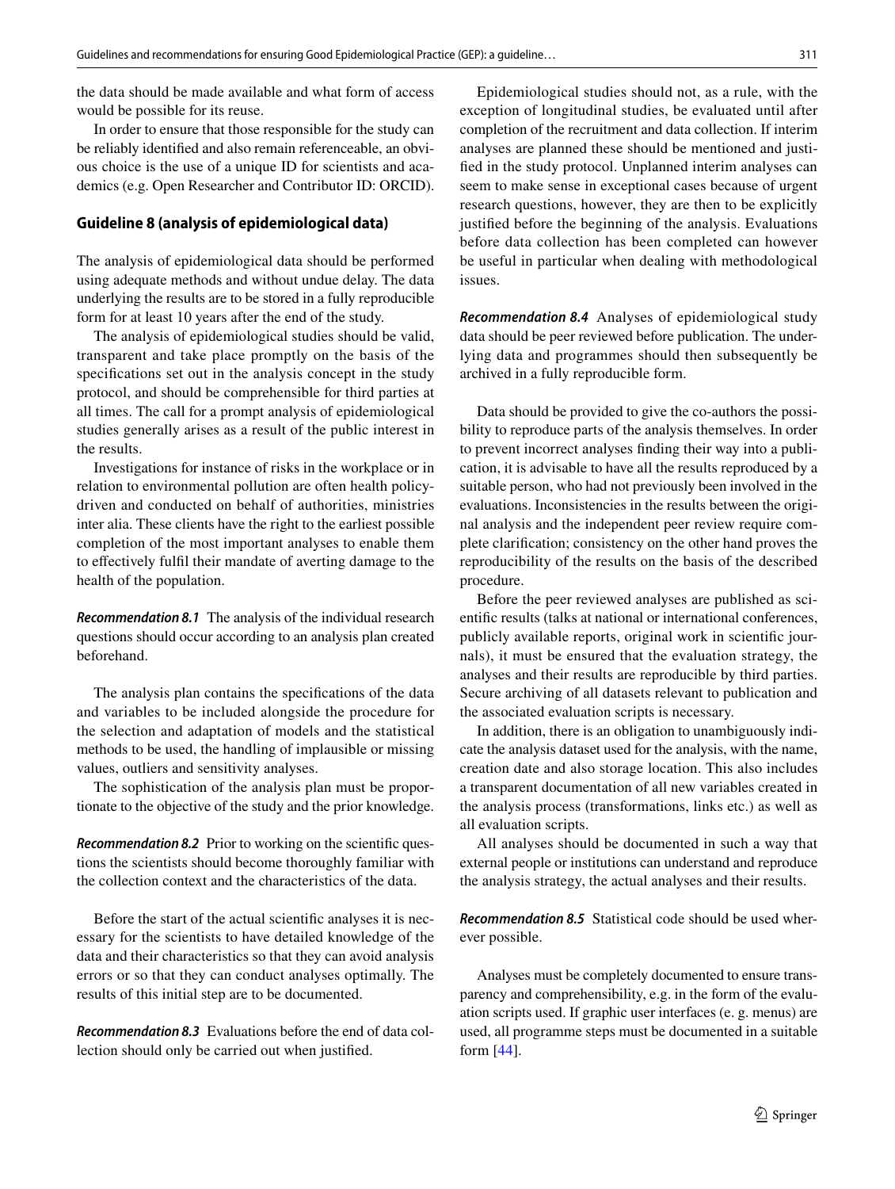the data should be made available and what form of access would be possible for its reuse.

In order to ensure that those responsible for the study can be reliably identified and also remain referenceable, an obvious choice is the use of a unique ID for scientists and academics (e.g. Open Researcher and Contributor ID: ORCID).

### Guideline 8 (analysis of epidemiological data)

The analysis of epidemiological data should be performed using adequate methods and without undue delay. The data underlying the results are to be stored in a fully reproducible form for at least 10 years after the end of the study.

The analysis of epidemiological studies should be valid, transparent and take place promptly on the basis of the specifications set out in the analysis concept in the study protocol, and should be comprehensible for third parties at all times. The call for a prompt analysis of epidemiological studies generally arises as a result of the public interest in the results.

Investigations for instance of risks in the workplace or in relation to environmental pollution are often health policy-driven and conducted on behalf of authorities, ministries inter alia. These clients have the right to the earliest possible completion of the most important analyses to enable them to effectively fulfil their mandate of averting damage to the health of the population.

***Recommendation 8.1*** The analysis of the individual research questions should occur according to an analysis plan created beforehand.

The analysis plan contains the specifications of the data and variables to be included alongside the procedure for the selection and adaptation of models and the statistical methods to be used, the handling of implausible or missing values, outliers and sensitivity analyses.

The sophistication of the analysis plan must be proportionate to the objective of the study and the prior knowledge.

***Recommendation 8.2*** Prior to working on the scientific questions the scientists should become thoroughly familiar with the collection context and the characteristics of the data.

Before the start of the actual scientific analyses it is necessary for the scientists to have detailed knowledge of the data and their characteristics so that they can avoid analysis errors or so that they can conduct analyses optimally. The results of this initial step are to be documented.

***Recommendation 8.3*** Evaluations before the end of data collection should only be carried out when justified.

Epidemiological studies should not, as a rule, with the exception of longitudinal studies, be evaluated until after completion of the recruitment and data collection. If interim analyses are planned these should be mentioned and justified in the study protocol. Unplanned interim analyses can seem to make sense in exceptional cases because of urgent research questions, however, they are then to be explicitly justified before the beginning of the analysis. Evaluations before data collection has been completed can however be useful in particular when dealing with methodological issues.

***Recommendation 8.4*** Analyses of epidemiological study data should be peer reviewed before publication. The underlying data and programmes should then subsequently be archived in a fully reproducible form.

Data should be provided to give the co-authors the possibility to reproduce parts of the analysis themselves. In order to prevent incorrect analyses finding their way into a publication, it is advisable to have all the results reproduced by a suitable person, who had not previously been involved in the evaluations. Inconsistencies in the results between the original analysis and the independent peer review require complete clarification; consistency on the other hand proves the reproducibility of the results on the basis of the described procedure.

Before the peer reviewed analyses are published as scientific results (talks at national or international conferences, publicly available reports, original work in scientific journals), it must be ensured that the evaluation strategy, the analyses and their results are reproducible by third parties. Secure archiving of all datasets relevant to publication and the associated evaluation scripts is necessary.

In addition, there is an obligation to unambiguously indicate the analysis dataset used for the analysis, with the name, creation date and also storage location. This also includes a transparent documentation of all new variables created in the analysis process (transformations, links etc.) as well as all evaluation scripts.

All analyses should be documented in such a way that external people or institutions can understand and reproduce the analysis strategy, the actual analyses and their results.

***Recommendation 8.5*** Statistical code should be used wherever possible.

Analyses must be completely documented to ensure transparency and comprehensibility, e.g. in the form of the evaluation scripts used. If graphic user interfaces (e. g. menus) are used, all programme steps must be documented in a suitable form [44].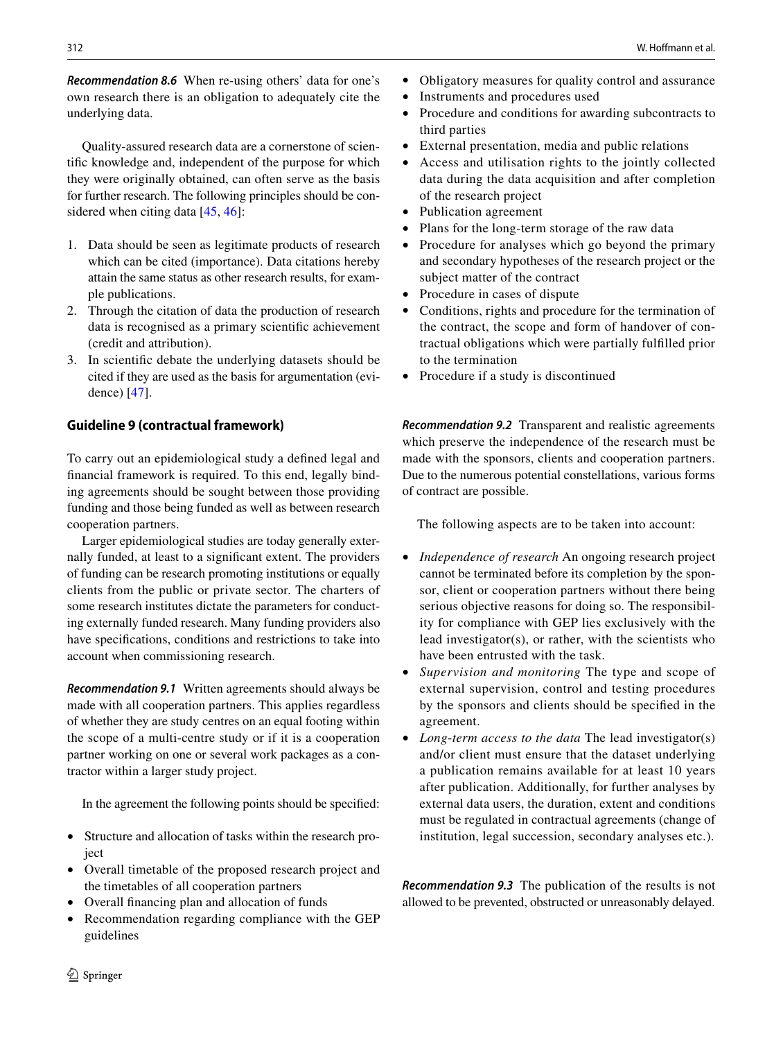***Recommendation 8.6*** When re-using others' data for one's own research there is an obligation to adequately cite the underlying data.

Quality-assured research data are a cornerstone of scientific knowledge and, independent of the purpose for which they were originally obtained, can often serve as the basis for further research. The following principles should be considered when citing data [45, 46]:

1. Data should be seen as legitimate products of research which can be cited (importance). Data citations hereby attain the same status as other research results, for example publications.
2. Through the citation of data the production of research data is recognised as a primary scientific achievement (credit and attribution).
3. In scientific debate the underlying datasets should be cited if they are used as the basis for argumentation (evidence) [47].

### Guideline 9 (contractual framework)

To carry out an epidemiological study a defined legal and financial framework is required. To this end, legally binding agreements should be sought between those providing funding and those being funded as well as between research cooperation partners.

Larger epidemiological studies are today generally externally funded, at least to a significant extent. The providers of funding can be research promoting institutions or equally clients from the public or private sector. The charters of some research institutes dictate the parameters for conducting externally funded research. Many funding providers also have specifications, conditions and restrictions to take into account when commissioning research.

***Recommendation 9.1*** Written agreements should always be made with all cooperation partners. This applies regardless of whether they are study centres on an equal footing within the scope of a multi-centre study or if it is a cooperation partner working on one or several work packages as a contractor within a larger study project.

In the agreement the following points should be specified:

- Structure and allocation of tasks within the research project
- Overall timetable of the proposed research project and the timetables of all cooperation partners
- Overall financing plan and allocation of funds
- Recommendation regarding compliance with the GEP guidelines
- Obligatory measures for quality control and assurance
- Instruments and procedures used
- Procedure and conditions for awarding subcontracts to third parties
- External presentation, media and public relations
- Access and utilisation rights to the jointly collected data during the data acquisition and after completion of the research project
- Publication agreement
- Plans for the long-term storage of the raw data
- Procedure for analyses which go beyond the primary and secondary hypotheses of the research project or the subject matter of the contract
- Procedure in cases of dispute
- Conditions, rights and procedure for the termination of the contract, the scope and form of handover of contractual obligations which were partially fulfilled prior to the termination
- Procedure if a study is discontinued

***Recommendation 9.2*** Transparent and realistic agreements which preserve the independence of the research must be made with the sponsors, clients and cooperation partners. Due to the numerous potential constellations, various forms of contract are possible.

The following aspects are to be taken into account:

- *Independence of research* An ongoing research project cannot be terminated before its completion by the sponsor, client or cooperation partners without there being serious objective reasons for doing so. The responsibility for compliance with GEP lies exclusively with the lead investigator(s), or rather, with the scientists who have been entrusted with the task.
- *Supervision and monitoring* The type and scope of external supervision, control and testing procedures by the sponsors and clients should be specified in the agreement.
- *Long-term access to the data* The lead investigator(s) and/or client must ensure that the dataset underlying a publication remains available for at least 10 years after publication. Additionally, for further analyses by external data users, the duration, extent and conditions must be regulated in contractual agreements (change of institution, legal succession, secondary analyses etc.).

***Recommendation 9.3*** The publication of the results is not allowed to be prevented, obstructed or unreasonably delayed.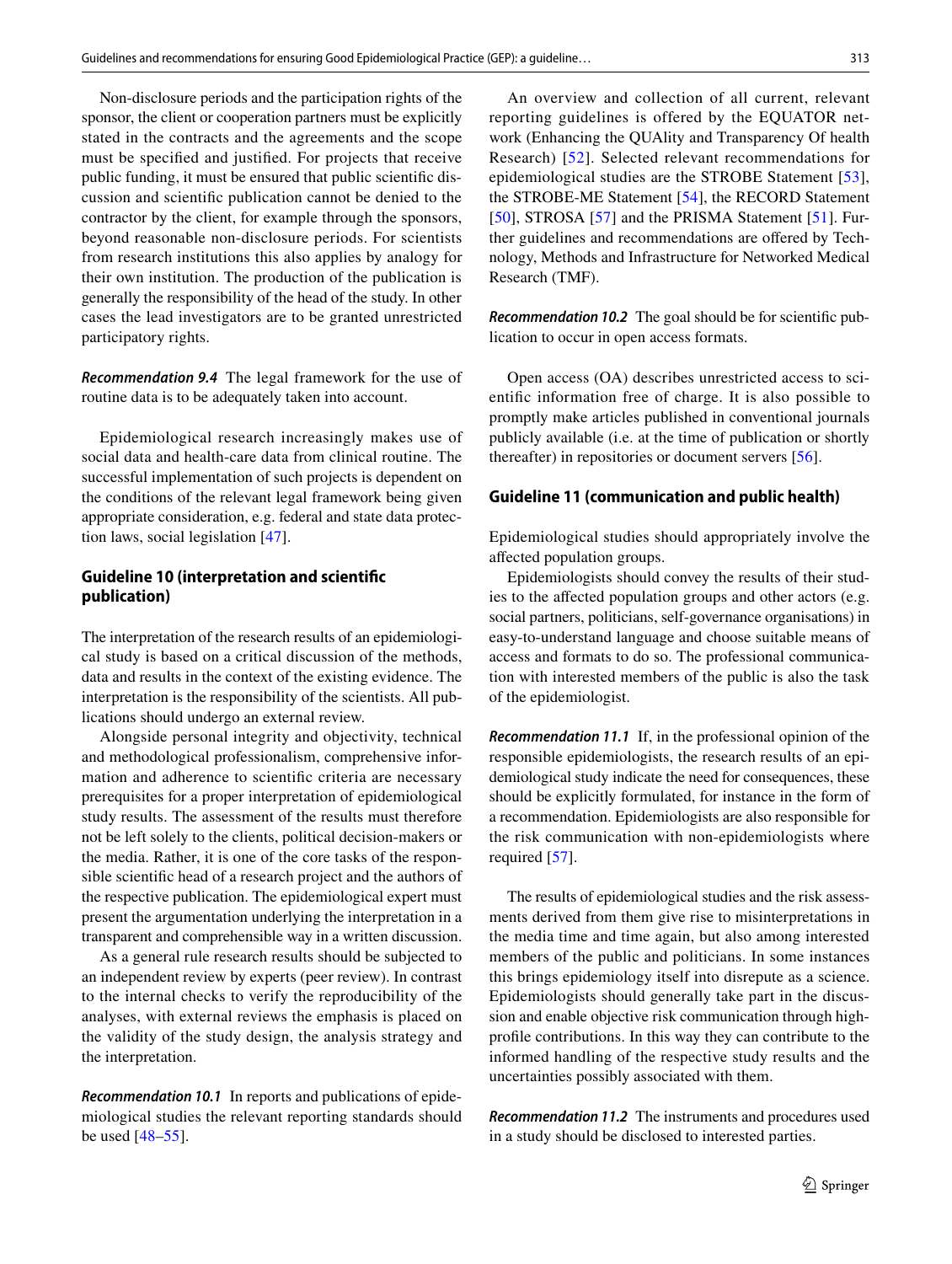Non-disclosure periods and the participation rights of the sponsor, the client or cooperation partners must be explicitly stated in the contracts and the agreements and the scope must be specified and justified. For projects that receive public funding, it must be ensured that public scientific discussion and scientific publication cannot be denied to the contractor by the client, for example through the sponsors, beyond reasonable non-disclosure periods. For scientists from research institutions this also applies by analogy for their own institution. The production of the publication is generally the responsibility of the head of the study. In other cases the lead investigators are to be granted unrestricted participatory rights.

***Recommendation 9.4*** The legal framework for the use of routine data is to be adequately taken into account.

Epidemiological research increasingly makes use of social data and health-care data from clinical routine. The successful implementation of such projects is dependent on the conditions of the relevant legal framework being given appropriate consideration, e.g. federal and state data protection laws, social legislation [47].

## Guideline 10 (interpretation and scientific publication)

The interpretation of the research results of an epidemiological study is based on a critical discussion of the methods, data and results in the context of the existing evidence. The interpretation is the responsibility of the scientists. All publications should undergo an external review.

Alongside personal integrity and objectivity, technical and methodological professionalism, comprehensive information and adherence to scientific criteria are necessary prerequisites for a proper interpretation of epidemiological study results. The assessment of the results must therefore not be left solely to the clients, political decision-makers or the media. Rather, it is one of the core tasks of the responsible scientific head of a research project and the authors of the respective publication. The epidemiological expert must present the argumentation underlying the interpretation in a transparent and comprehensible way in a written discussion.

As a general rule research results should be subjected to an independent review by experts (peer review). In contrast to the internal checks to verify the reproducibility of the analyses, with external reviews the emphasis is placed on the validity of the study design, the analysis strategy and the interpretation.

***Recommendation 10.1*** In reports and publications of epidemiological studies the relevant reporting standards should be used [48–55].

An overview and collection of all current, relevant reporting guidelines is offered by the EQUATOR network (Enhancing the QUAlity and Transparency Of health Research) [52]. Selected relevant recommendations for epidemiological studies are the STROBE Statement [53], the STROBE-ME Statement [54], the RECORD Statement [50], STROSA [57] and the PRISMA Statement [51]. Further guidelines and recommendations are offered by Technology, Methods and Infrastructure for Networked Medical Research (TMF).

***Recommendation 10.2*** The goal should be for scientific publication to occur in open access formats.

Open access (OA) describes unrestricted access to scientific information free of charge. It is also possible to promptly make articles published in conventional journals publicly available (i.e. at the time of publication or shortly thereafter) in repositories or document servers [56].

## Guideline 11 (communication and public health)

Epidemiological studies should appropriately involve the affected population groups.

Epidemiologists should convey the results of their studies to the affected population groups and other actors (e.g. social partners, politicians, self-governance organisations) in easy-to-understand language and choose suitable means of access and formats to do so. The professional communication with interested members of the public is also the task of the epidemiologist.

***Recommendation 11.1*** If, in the professional opinion of the responsible epidemiologists, the research results of an epidemiological study indicate the need for consequences, these should be explicitly formulated, for instance in the form of a recommendation. Epidemiologists are also responsible for the risk communication with non-epidemiologists where required [57].

The results of epidemiological studies and the risk assessments derived from them give rise to misinterpretations in the media time and time again, but also among interested members of the public and politicians. In some instances this brings epidemiology itself into disrepute as a science. Epidemiologists should generally take part in the discussion and enable objective risk communication through high-profile contributions. In this way they can contribute to the informed handling of the respective study results and the uncertainties possibly associated with them.

***Recommendation 11.2*** The instruments and procedures used in a study should be disclosed to interested parties.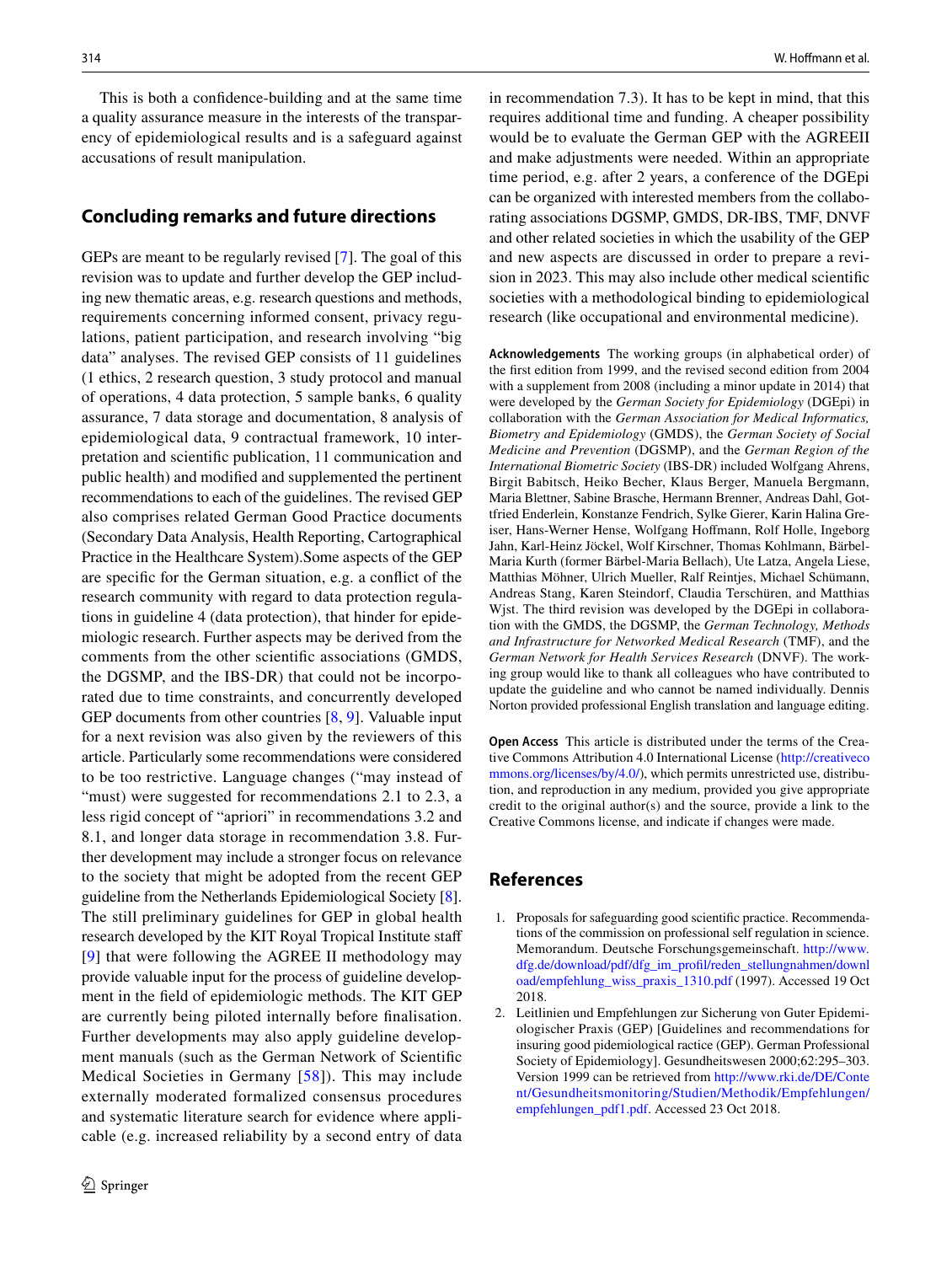This is both a confidence-building and at the same time a quality assurance measure in the interests of the transparency of epidemiological results and is a safeguard against accusations of result manipulation.

## Concluding remarks and future directions

GEPs are meant to be regularly revised [7]. The goal of this revision was to update and further develop the GEP including new thematic areas, e.g. research questions and methods, requirements concerning informed consent, privacy regulations, patient participation, and research involving "big data" analyses. The revised GEP consists of 11 guidelines (1 ethics, 2 research question, 3 study protocol and manual of operations, 4 data protection, 5 sample banks, 6 quality assurance, 7 data storage and documentation, 8 analysis of epidemiological data, 9 contractual framework, 10 interpretation and scientific publication, 11 communication and public health) and modified and supplemented the pertinent recommendations to each of the guidelines. The revised GEP also comprises related German Good Practice documents (Secondary Data Analysis, Health Reporting, Cartographical Practice in the Healthcare System).Some aspects of the GEP are specific for the German situation, e.g. a conflict of the research community with regard to data protection regulations in guideline 4 (data protection), that hinder for epidemiologic research. Further aspects may be derived from the comments from the other scientific associations (GMDS, the DGSMP, and the IBS-DR) that could not be incorporated due to time constraints, and concurrently developed GEP documents from other countries [8, 9]. Valuable input for a next revision was also given by the reviewers of this article. Particularly some recommendations were considered to be too restrictive. Language changes ("may instead of "must) were suggested for recommendations 2.1 to 2.3, a less rigid concept of "apriori" in recommendations 3.2 and 8.1, and longer data storage in recommendation 3.8. Further development may include a stronger focus on relevance to the society that might be adopted from the recent GEP guideline from the Netherlands Epidemiological Society [8]. The still preliminary guidelines for GEP in global health research developed by the KIT Royal Tropical Institute staff [9] that were following the AGREE II methodology may provide valuable input for the process of guideline development in the field of epidemiologic methods. The KIT GEP are currently being piloted internally before finalisation. Further developments may also apply guideline development manuals (such as the German Network of Scientific Medical Societies in Germany [58]). This may include externally moderated formalized consensus procedures and systematic literature search for evidence where applicable (e.g. increased reliability by a second entry of data in recommendation 7.3). It has to be kept in mind, that this requires additional time and funding. A cheaper possibility would be to evaluate the German GEP with the AGREEII and make adjustments were needed. Within an appropriate time period, e.g. after 2 years, a conference of the DGEpi can be organized with interested members from the collaborating associations DGSMP, GMDS, DR-IBS, TMF, DNVF and other related societies in which the usability of the GEP and new aspects are discussed in order to prepare a revision in 2023. This may also include other medical scientific societies with a methodological binding to epidemiological research (like occupational and environmental medicine).

**Acknowledgements** The working groups (in alphabetical order) of the first edition from 1999, and the revised second edition from 2004 with a supplement from 2008 (including a minor update in 2014) that were developed by the *German Society for Epidemiology* (DGEpi) in collaboration with the *German Association for Medical Informatics, Biometry and Epidemiology* (GMDS), the *German Society of Social Medicine and Prevention* (DGSMP), and the *German Region of the International Biometric Society* (IBS-DR) included Wolfgang Ahrens, Birgit Babitsch, Heiko Becher, Klaus Berger, Manuela Bergmann, Maria Blettner, Sabine Brasche, Hermann Brenner, Andreas Dahl, Gottfried Enderlein, Konstanze Fendrich, Sylke Gierer, Karin Halina Greiser, Hans-Werner Hense, Wolfgang Hoffmann, Rolf Holle, Ingeborg Jahn, Karl-Heinz Jöckel, Wolf Kirschner, Thomas Kohlmann, Bärbel-Maria Kurth (former Bärbel-Maria Bellach), Ute Latza, Angela Liese, Matthias Möhner, Ulrich Mueller, Ralf Reintjes, Michael Schümann, Andreas Stang, Karen Steindorf, Claudia Terschüren, and Matthias Wjst. The third revision was developed by the DGEpi in collaboration with the GMDS, the DGSMP, the *German Technology, Methods and Infrastructure for Networked Medical Research* (TMF), and the *German Network for Health Services Research* (DNVF). The working group would like to thank all colleagues who have contributed to update the guideline and who cannot be named individually. Dennis Norton provided professional English translation and language editing.

**Open Access** This article is distributed under the terms of the Creative Commons Attribution 4.0 International License (http://creativecommons.org/licenses/by/4.0/), which permits unrestricted use, distribution, and reproduction in any medium, provided you give appropriate credit to the original author(s) and the source, provide a link to the Creative Commons license, and indicate if changes were made.

## References

1. Proposals for safeguarding good scientific practice. Recommendations of the commission on professional self regulation in science. Memorandum. Deutsche Forschungsgemeinschaft. http://www.dfg.de/download/pdf/dfg_im_profil/reden_stellungnahmen/download/empfehlung_wiss_praxis_1310.pdf (1997). Accessed 19 Oct 2018.
2. Leitlinien und Empfehlungen zur Sicherung von Guter Epidemiologischer Praxis (GEP) [Guidelines and recommendations for insuring good pidemiological ractice (GEP). German Professional Society of Epidemiology]. Gesundheitswesen 2000;62:295–303. Version 1999 can be retrieved from http://www.rki.de/DE/Content/Gesundheitsmonitoring/Studien/Methodik/Empfehlungen/empfehlungen_pdf1.pdf. Accessed 23 Oct 2018.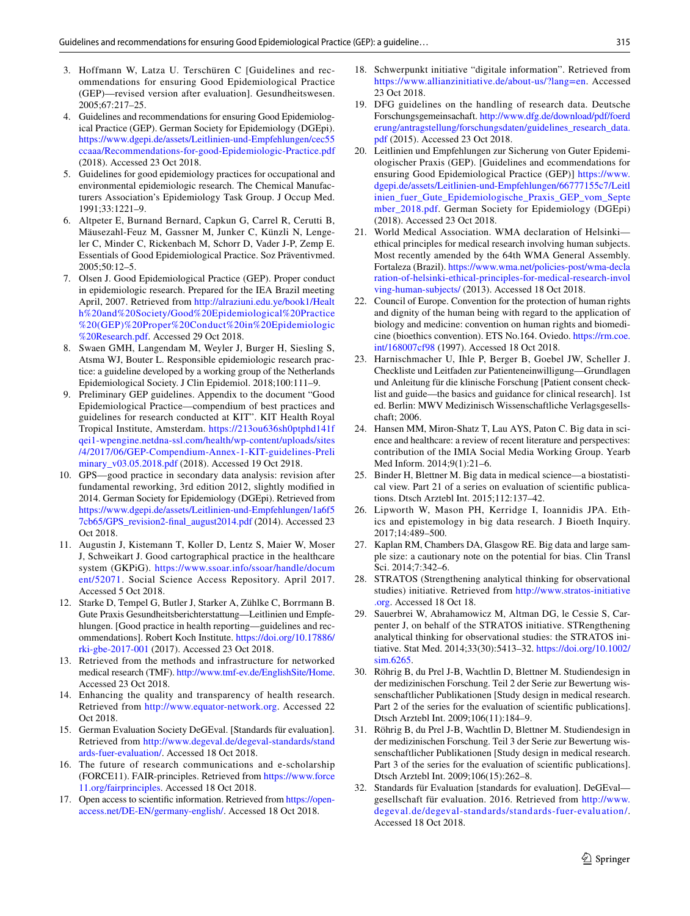3. Hoffmann W, Latza U. Terschüren C [Guidelines and recommendations for ensuring Good Epidemiological Practice (GEP)—revised version after evaluation]. Gesundheitswesen. 2005;67:217–25.
4. Guidelines and recommendations for ensuring Good Epidemiological Practice (GEP). German Society for Epidemiology (DGEpi). https://www.dgepi.de/assets/Leitlinien-und-Empfehlungen/cec55ccaaa/Recommendations-for-good-Epidemiologic-Practice.pdf (2018). Accessed 23 Oct 2018.
5. Guidelines for good epidemiology practices for occupational and environmental epidemiologic research. The Chemical Manufacturers Association's Epidemiology Task Group. J Occup Med. 1991;33:1221–9.
6. Altpeter E, Burnand Bernard, Capkun G, Carrel R, Cerutti B, Mäusezahl-Feuz M, Gassner M, Junker C, Künzli N, Lengeler C, Minder C, Rickenbach M, Schorr D, Vader J-P, Zemp E. Essentials of Good Epidemiological Practice. Soz Präventivmed. 2005;50:12–5.
7. Olsen J. Good Epidemiological Practice (GEP). Proper conduct in epidemiologic research. Prepared for the IEA Brazil meeting April, 2007. Retrieved from http://alraziuni.edu.ye/book1/Health%20and%20Society/Good%20Epidemiological%20Practice%20(GEP)%20Proper%20Conduct%20in%20Epidemiologic%20Research.pdf. Accessed 29 Oct 2018.
8. Swaen GMH, Langendam M, Weyler J, Burger H, Siesling S, Atsma WJ, Bouter L. Responsible epidemiologic research practice: a guideline developed by a working group of the Netherlands Epidemiological Society. J Clin Epidemiol. 2018;100:111–9.
9. Preliminary GEP guidelines. Appendix to the document "Good Epidemiological Practice—compendium of best practices and guidelines for research conducted at KIT". KIT Health Royal Tropical Institute, Amsterdam. https://213ou636sh0ptphd141fqei1-wpengine.netdna-ssl.com/health/wp-content/uploads/sites/4/2017/06/GEP-Compendium-Annex-1-KIT-guidelines-Preliminary_v03.05.2018.pdf (2018). Accessed 19 Oct 2918.
10. GPS—good practice in secondary data analysis: revision after fundamental reworking, 3rd edition 2012, slightly modified in 2014. German Society for Epidemiology (DGEpi). Retrieved from https://www.dgepi.de/assets/Leitlinien-und-Empfehlungen/1a6f57cb65/GPS_revision2-final_august2014.pdf (2014). Accessed 23 Oct 2018.
11. Augustin J, Kistemann T, Koller D, Lentz S, Maier W, Moser J, Schweikart J. Good cartographical practice in the healthcare system (GKPiG). https://www.ssoar.info/ssoar/handle/document/52071. Social Science Access Repository. April 2017. Accessed 5 Oct 2018.
12. Starke D, Tempel G, Butler J, Starker A, Zühlke C, Borrmann B. Gute Praxis Gesundheitsberichterstattung—Leitlinien und Empfehlungen. [Good practice in health reporting—guidelines and recommendations]. Robert Koch Institute. https://doi.org/10.17886/rki-gbe-2017-001 (2017). Accessed 23 Oct 2018.
13. Retrieved from the methods and infrastructure for networked medical research (TMF). http://www.tmf-ev.de/EnglishSite/Home. Accessed 23 Oct 2018.
14. Enhancing the quality and transparency of health research. Retrieved from http://www.equator-network.org. Accessed 22 Oct 2018.
15. German Evaluation Society DeGEval. [Standards für evaluation]. Retrieved from http://www.degeval.de/degeval-standards/standards-fuer-evaluation/. Accessed 18 Oct 2018.
16. The future of research communications and e-scholarship (FORCE11). FAIR-principles. Retrieved from https://www.force11.org/fairprinciples. Accessed 18 Oct 2018.
17. Open access to scientific information. Retrieved from https://open-access.net/DE-EN/germany-english/. Accessed 18 Oct 2018.
18. Schwerpunkt initiative "digitale information". Retrieved from https://www.allianzinitiative.de/about-us/?lang=en. Accessed 23 Oct 2018.
19. DFG guidelines on the handling of research data. Deutsche Forschungsgemeinschaft. http://www.dfg.de/download/pdf/foerderung/antragstellung/forschungsdaten/guidelines_research_data.pdf (2015). Accessed 23 Oct 2018.
20. Leitlinien und Empfehlungen zur Sicherung von Guter Epidemiologischer Praxis (GEP). [Guidelines and ecommendations for ensuring Good Epidemiological Practice (GEP)] https://www.dgepi.de/assets/Leitlinien-und-Empfehlungen/66777155c7/Leitlinien_fuer_Gute_Epidemiologische_Praxis_GEP_vom_September_2018.pdf. German Society for Epidemiology (DGEpi) (2018). Accessed 23 Oct 2018.
21. World Medical Association. WMA declaration of Helsinki—ethical principles for medical research involving human subjects. Most recently amended by the 64th WMA General Assembly. Fortaleza (Brazil). https://www.wma.net/policies-post/wma-declaration-of-helsinki-ethical-principles-for-medical-research-involving-human-subjects/ (2013). Accessed 18 Oct 2018.
22. Council of Europe. Convention for the protection of human rights and dignity of the human being with regard to the application of biology and medicine: convention on human rights and biomedicine (bioethics convention). ETS No.164. Oviedo. https://rm.coe.int/168007cf98 (1997). Accessed 18 Oct 2018.
23. Harnischmacher U, Ihle P, Berger B, Goebel JW, Scheller J. Checkliste und Leitfaden zur Patienteneinwilligung—Grundlagen und Anleitung für die klinische Forschung [Patient consent checklist and guide—the basics and guidance for clinical research]. 1st ed. Berlin: MWV Medizinisch Wissenschaftliche Verlagsgesellschaft; 2006.
24. Hansen MM, Miron-Shatz T, Lau AYS, Paton C. Big data in science and healthcare: a review of recent literature and perspectives: contribution of the IMIA Social Media Working Group. Yearb Med Inform. 2014;9(1):21–6.
25. Binder H, Blettner M. Big data in medical science—a biostatistical view. Part 21 of a series on evaluation of scientific publications. Dtsch Arztebl Int. 2015;112:137–42.
26. Lipworth W, Mason PH, Kerridge I, Ioannidis JPA. Ethics and epistemology in big data research. J Bioeth Inquiry. 2017;14:489–500.
27. Kaplan RM, Chambers DA, Glasgow RE. Big data and large sample size: a cautionary note on the potential for bias. Clin Transl Sci. 2014;7:342–6.
28. STRATOS (Strengthening analytical thinking for observational studies) initiative. Retrieved from http://www.stratos-initiative.org. Accessed 18 Oct 18.
29. Sauerbrei W, Abrahamowicz M, Altman DG, le Cessie S, Carpenter J, on behalf of the STRATOS initiative. STRengthening analytical thinking for observational studies: the STRATOS initiative. Stat Med. 2014;33(30):5413–32. https://doi.org/10.1002/sim.6265.
30. Röhrig B, du Prel J-B, Wachtlin D, Blettner M. Studiendesign in der medizinischen Forschung. Teil 2 der Serie zur Bewertung wissenschaftlicher Publikationen [Study design in medical research. Part 2 of the series for the evaluation of scientific publications]. Dtsch Arztebl Int. 2009;106(11):184–9.
31. Röhrig B, du Prel J-B, Wachtlin D, Blettner M. Studiendesign in der medizinischen Forschung. Teil 3 der Serie zur Bewertung wissenschaftlicher Publikationen [Study design in medical research. Part 3 of the series for the evaluation of scientific publications]. Dtsch Arztebl Int. 2009;106(15):262–8.
32. Standards für Evaluation [standards for evaluation]. DeGEval—gesellschaft für evaluation. 2016. Retrieved from http://www.degeval.de/degeval-standards/standards-fuer-evaluation/. Accessed 18 Oct 2018.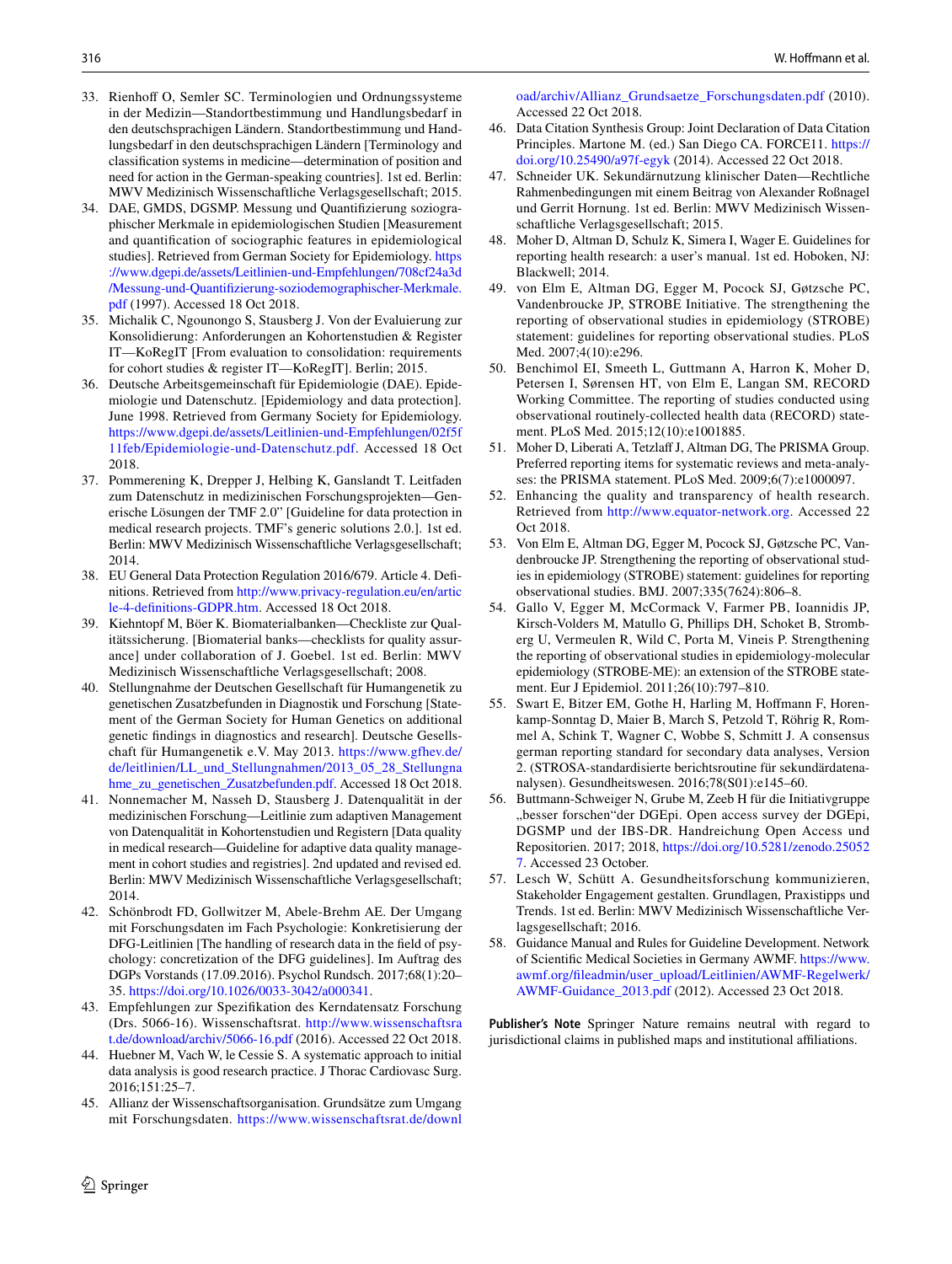33. Rienhoff O, Semler SC. Terminologien und Ordnungssysteme in der Medizin—Standortbestimmung und Handlungsbedarf in den deutschsprachigen Ländern. Standortbestimmung und Handlungsbedarf in den deutschsprachigen Ländern [Terminology and classification systems in medicine—determination of position and need for action in the German-speaking countries]. 1st ed. Berlin: MWV Medizinisch Wissenschaftliche Verlagsgesellschaft; 2015.
34. DAE, GMDS, DGSMP. Messung und Quantifizierung soziographischer Merkmale in epidemiologischen Studien [Measurement and quantification of sociographic features in epidemiological studies]. Retrieved from German Society for Epidemiology. https://www.dgepi.de/assets/Leitlinien-und-Empfehlungen/708cf24a3d/Messung-und-Quantifizierung-soziodemographischer-Merkmale.pdf (1997). Accessed 18 Oct 2018.
35. Michalik C, Ngounongo S, Stausberg J. Von der Evaluierung zur Konsolidierung: Anforderungen an Kohortenstudien & Register IT—KoRegIT [From evaluation to consolidation: requirements for cohort studies & register IT—KoRegIT]. Berlin; 2015.
36. Deutsche Arbeitsgemeinschaft für Epidemiologie (DAE). Epidemiologie und Datenschutz. [Epidemiology and data protection]. June 1998. Retrieved from Germany Society for Epidemiology. https://www.dgepi.de/assets/Leitlinien-und-Empfehlungen/02f5f11feb/Epidemiologie-und-Datenschutz.pdf. Accessed 18 Oct 2018.
37. Pommerening K, Drepper J, Helbing K, Ganslandt T. Leitfaden zum Datenschutz in medizinischen Forschungsprojekten—Generische Lösungen der TMF 2.0" [Guideline for data protection in medical research projects. TMF's generic solutions 2.0.]. 1st ed. Berlin: MWV Medizinisch Wissenschaftliche Verlagsgesellschaft; 2014.
38. EU General Data Protection Regulation 2016/679. Article 4. Definitions. Retrieved from http://www.privacy-regulation.eu/en/article-4-definitions-GDPR.htm. Accessed 18 Oct 2018.
39. Kiehntopf M, Böer K. Biomaterialbanken—Checkliste zur Qualitätssicherung. [Biomaterial banks—checklists for quality assurance] under collaboration of J. Goebel. 1st ed. Berlin: MWV Medizinisch Wissenschaftliche Verlagsgesellschaft; 2008.
40. Stellungnahme der Deutschen Gesellschaft für Humangenetik zu genetischen Zusatzbefunden in Diagnostik und Forschung [Statement of the German Society for Human Genetics on additional genetic findings in diagnostics and research]. Deutsche Gesellschaft für Humangenetik e.V. May 2013. https://www.gfhev.de/de/leitlinien/LL_und_Stellungnahmen/2013_05_28_Stellungnahme_zu_genetischen_Zusatzbefunden.pdf. Accessed 18 Oct 2018.
41. Nonnemacher M, Nasseh D, Stausberg J. Datenqualität in der medizinischen Forschung—Leitlinie zum adaptiven Management von Datenqualität in Kohortenstudien und Registern [Data quality in medical research—Guideline for adaptive data quality management in cohort studies and registries]. 2nd updated and revised ed. Berlin: MWV Medizinisch Wissenschaftliche Verlagsgesellschaft; 2014.
42. Schönbrodt FD, Gollwitzer M, Abele-Brehm AE. Der Umgang mit Forschungsdaten im Fach Psychologie: Konkretisierung der DFG-Leitlinien [The handling of research data in the field of psychology: concretization of the DFG guidelines]. Im Auftrag des DGPs Vorstands (17.09.2016). Psychol Rundsch. 2017;68(1):20–35. https://doi.org/10.1026/0033-3042/a000341.
43. Empfehlungen zur Spezifikation des Kerndatensatz Forschung (Drs. 5066-16). Wissenschaftsrat. http://www.wissenschaftsrat.de/download/archiv/5066-16.pdf (2016). Accessed 22 Oct 2018.
44. Huebner M, Vach W, le Cessie S. A systematic approach to initial data analysis is good research practice. J Thorac Cardiovasc Surg. 2016;151:25–7.
45. Allianz der Wissenschaftsorganisation. Grundsätze zum Umgang mit Forschungsdaten. https://www.wissenschaftsrat.de/download/archiv/Allianz_Grundsaetze_Forschungsdaten.pdf (2010). Accessed 22 Oct 2018.
46. Data Citation Synthesis Group: Joint Declaration of Data Citation Principles. Martone M. (ed.) San Diego CA. FORCE11. https://doi.org/10.25490/a97f-egyk (2014). Accessed 22 Oct 2018.
47. Schneider UK. Sekundärnutzung klinischer Daten—Rechtliche Rahmenbedingungen mit einem Beitrag von Alexander Roßnagel und Gerrit Hornung. 1st ed. Berlin: MWV Medizinisch Wissenschaftliche Verlagsgesellschaft; 2015.
48. Moher D, Altman D, Schulz K, Simera I, Wager E. Guidelines for reporting health research: a user's manual. 1st ed. Hoboken, NJ: Blackwell; 2014.
49. von Elm E, Altman DG, Egger M, Pocock SJ, Gøtzsche PC, Vandenbroucke JP, STROBE Initiative. The strengthening the reporting of observational studies in epidemiology (STROBE) statement: guidelines for reporting observational studies. PLoS Med. 2007;4(10):e296.
50. Benchimol EI, Smeeth L, Guttmann A, Harron K, Moher D, Petersen I, Sørensen HT, von Elm E, Langan SM, RECORD Working Committee. The reporting of studies conducted using observational routinely-collected health data (RECORD) statement. PLoS Med. 2015;12(10):e1001885.
51. Moher D, Liberati A, Tetzlaff J, Altman DG, The PRISMA Group. Preferred reporting items for systematic reviews and meta-analyses: the PRISMA statement. PLoS Med. 2009;6(7):e1000097.
52. Enhancing the quality and transparency of health research. Retrieved from http://www.equator-network.org. Accessed 22 Oct 2018.
53. Von Elm E, Altman DG, Egger M, Pocock SJ, Gøtzsche PC, Vandenbroucke JP. Strengthening the reporting of observational studies in epidemiology (STROBE) statement: guidelines for reporting observational studies. BMJ. 2007;335(7624):806–8.
54. Gallo V, Egger M, McCormack V, Farmer PB, Ioannidis JP, Kirsch-Volders M, Matullo G, Phillips DH, Schoket B, Stromberg U, Vermeulen R, Wild C, Porta M, Vineis P. Strengthening the reporting of observational studies in epidemiology-molecular epidemiology (STROBE-ME): an extension of the STROBE statement. Eur J Epidemiol. 2011;26(10):797–810.
55. Swart E, Bitzer EM, Gothe H, Harling M, Hoffmann F, Horenkamp-Sonntag D, Maier B, March S, Petzold T, Röhrig R, Rommel A, Schink T, Wagner C, Wobbe S, Schmitt J. A consensus german reporting standard for secondary data analyses, Version 2. (STROSA-standardisierte berichtsroutine für sekundärdatenanalysen). Gesundheitswesen. 2016;78(S01):e145–60.
56. Buttmann-Schweiger N, Grube M, Zeeb H für die Initiativgruppe „besser forschen"der DGEpi. Open access survey der DGEpi, DGSMP und der IBS-DR. Handreichung Open Access und Repositorien. 2017; 2018, https://doi.org/10.5281/zenodo.250527. Accessed 23 October.
57. Lesch W, Schütt A. Gesundheitsforschung kommunizieren, Stakeholder Engagement gestalten. Grundlagen, Praxistipps und Trends. 1st ed. Berlin: MWV Medizinisch Wissenschaftliche Verlagsgesellschaft; 2016.
58. Guidance Manual and Rules for Guideline Development. Network of Scientific Medical Societies in Germany AWMF. https://www.awmf.org/fileadmin/user_upload/Leitlinien/AWMF-Regelwerk/AWMF-Guidance_2013.pdf (2012). Accessed 23 Oct 2018.

**Publisher's Note** Springer Nature remains neutral with regard to jurisdictional claims in published maps and institutional affiliations.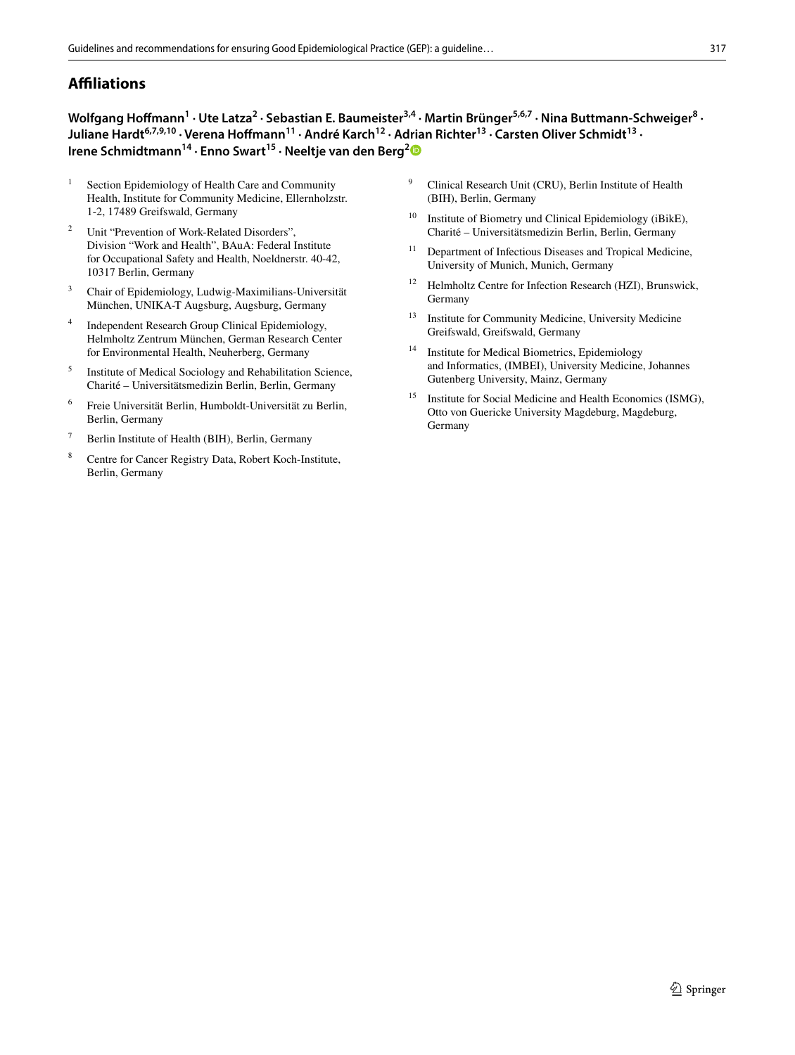## Affiliations

**Wolfgang Hoffmann[1] · Ute Latza[2] · Sebastian E. Baumeister[3,4] · Martin Brünger[5,6,7] · Nina Buttmann-Schweiger[8] · Juliane Hardt[6,7,9,10] · Verena Hoffmann[11] · André Karch[12] · Adrian Richter[13] · Carsten Oliver Schmidt[13] · Irene Schmidtmann[14] · Enno Swart[15] · Neeltje van den Berg[2]**

[1] Section Epidemiology of Health Care and Community Health, Institute for Community Medicine, Ellernholzstr. 1-2, 17489 Greifswald, Germany

[2] Unit "Prevention of Work-Related Disorders", Division "Work and Health", BAuA: Federal Institute for Occupational Safety and Health, Noeldnerstr. 40-42, 10317 Berlin, Germany

[3] Chair of Epidemiology, Ludwig-Maximilians-Universität München, UNIKA-T Augsburg, Augsburg, Germany

[4] Independent Research Group Clinical Epidemiology, Helmholtz Zentrum München, German Research Center for Environmental Health, Neuherberg, Germany

[5] Institute of Medical Sociology and Rehabilitation Science, Charité – Universitätsmedizin Berlin, Berlin, Germany

[6] Freie Universität Berlin, Humboldt-Universität zu Berlin, Berlin, Germany

[7] Berlin Institute of Health (BIH), Berlin, Germany

[8] Centre for Cancer Registry Data, Robert Koch-Institute, Berlin, Germany

[9] Clinical Research Unit (CRU), Berlin Institute of Health (BIH), Berlin, Germany

[10] Institute of Biometry und Clinical Epidemiology (iBikE), Charité – Universitätsmedizin Berlin, Berlin, Germany

[11] Department of Infectious Diseases and Tropical Medicine, University of Munich, Munich, Germany

[12] Helmholtz Centre for Infection Research (HZI), Brunswick, Germany

[13] Institute for Community Medicine, University Medicine Greifswald, Greifswald, Germany

[14] Institute for Medical Biometrics, Epidemiology and Informatics, (IMBEI), University Medicine, Johannes Gutenberg University, Mainz, Germany

[15] Institute for Social Medicine and Health Economics (ISMG), Otto von Guericke University Magdeburg, Magdeburg, Germany